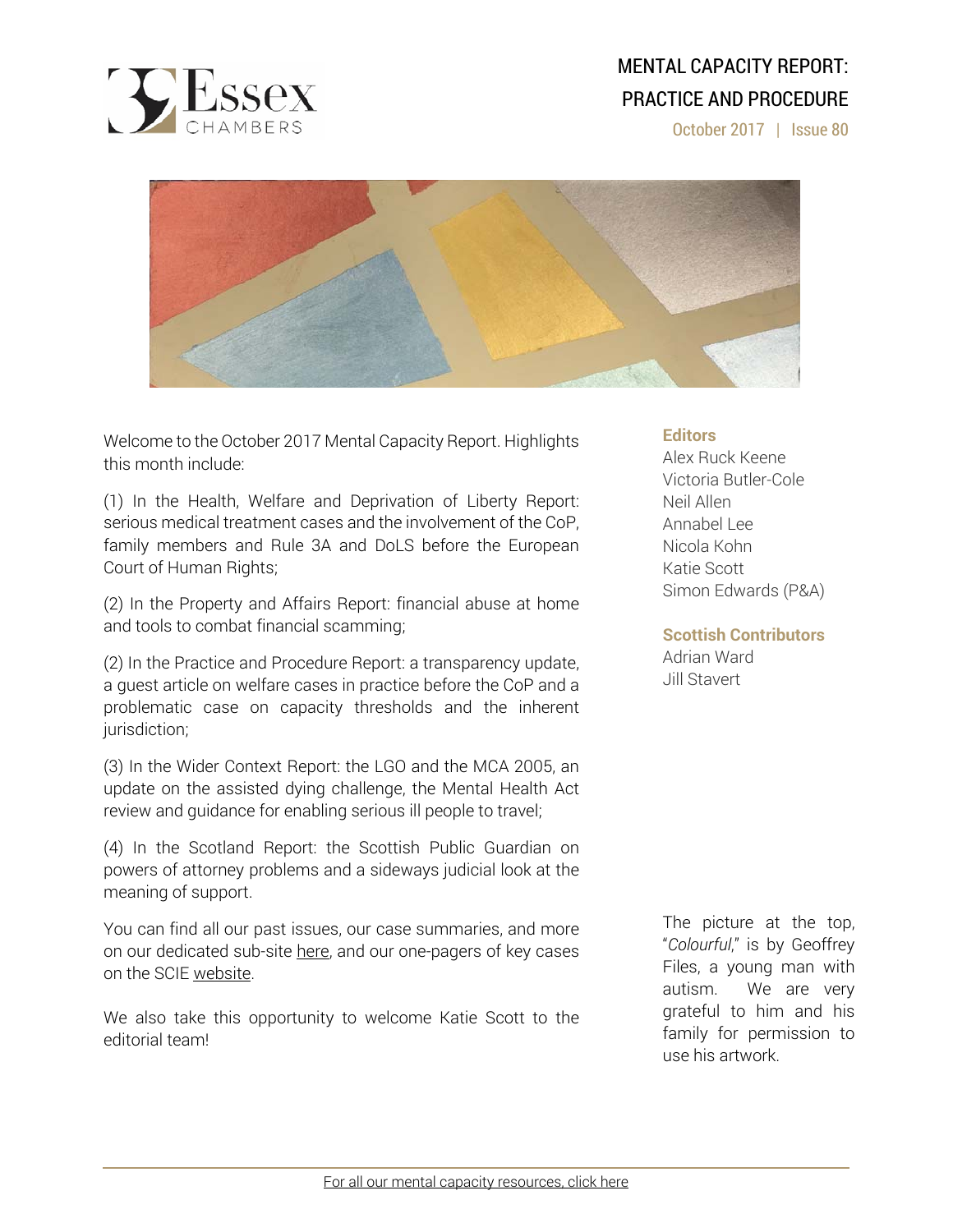# MENTAL CAPACITY REPORT: PRACTICE AND PROCEDURE

October 2017 | Issue 80

Welcome to the October 2017 Mental Capacity Report. Highlights this month include:

(1) In the Health, Welfare and Deprivation of Liberty Report: serious medical treatment cases and the involvement of the CoP, family members and Rule 3A and DoLS before the European Court of Human Rights;

(2) In the Property and Affairs Report: financial abuse at home and tools to combat financial scamming;

(2) In the Practice and Procedure Report: a transparency update, a guest article on welfare cases in practice before the CoP and a problematic case on capacity thresholds and the inherent jurisdiction;

(3) In the Wider Context Report: the LGO and the MCA 2005, an update on the assisted dying challenge, the Mental Health Act review and guidance for enabling serious ill people to travel;

(4) In the Scotland Report: the Scottish Public Guardian on powers of attorney problems and a sideways judicial look at the meaning of support.

You can find all our past issues, our case summaries, and more on our dedicated sub-site here, and our one-pagers of key cases on the SCIE website.

We also take this opportunity to welcome Katie Scott to the editorial team!

**Editors**

Alex Ruck Keene
Victoria Butler-Cole
Neil Allen
Annabel Lee
Nicola Kohn
Katie Scott
Simon Edwards (P&A)

**Scottish Contributors**

Adrian Ward
Jill Stavert

The picture at the top, "*Colourful*," is by Geoffrey Files, a young man with autism. We are very grateful to him and his family for permission to use his artwork.

For all our mental capacity resources, click here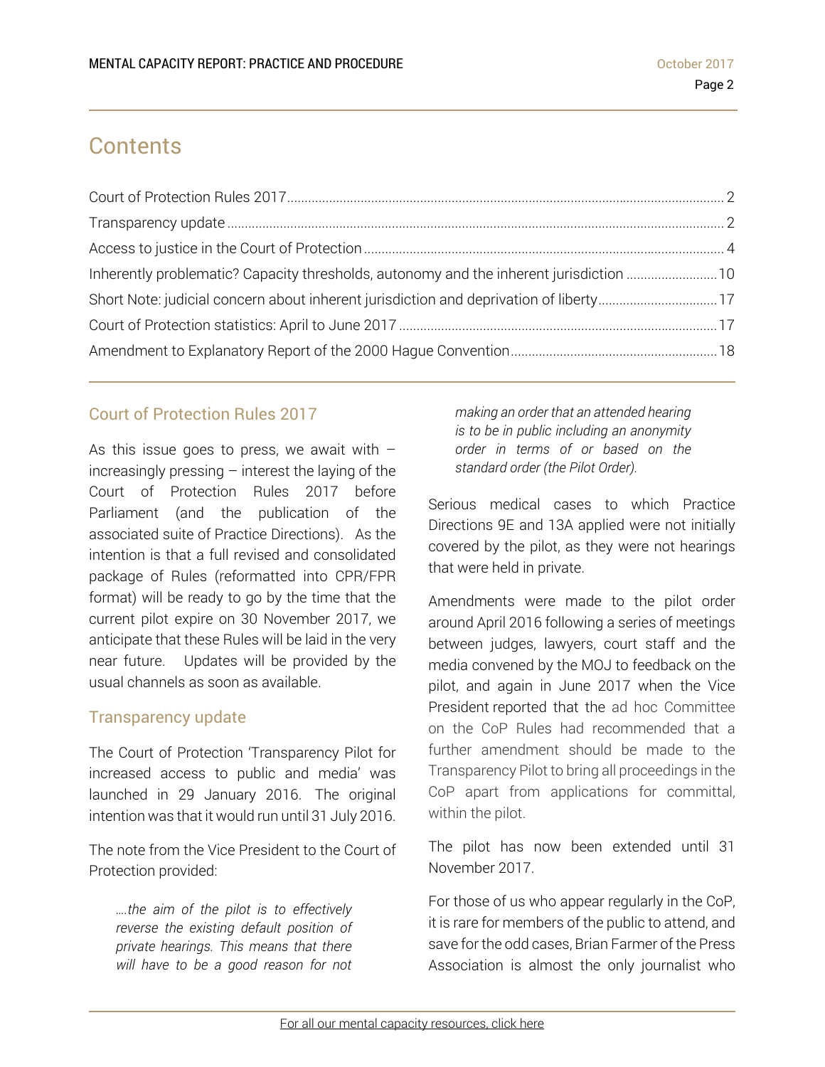# Contents

Court of Protection Rules 2017 ..... 2
Transparency update ..... 2
Access to justice in the Court of Protection ..... 4
Inherently problematic? Capacity thresholds, autonomy and the inherent jurisdiction ..... 10
Short Note: judicial concern about inherent jurisdiction and deprivation of liberty ..... 17
Court of Protection statistics: April to June 2017 ..... 17
Amendment to Explanatory Report of the 2000 Hague Convention ..... 18

## Court of Protection Rules 2017

As this issue goes to press, we await with – increasingly pressing – interest the laying of the Court of Protection Rules 2017 before Parliament (and the publication of the associated suite of Practice Directions). As the intention is that a full revised and consolidated package of Rules (reformatted into CPR/FPR format) will be ready to go by the time that the current pilot expire on 30 November 2017, we anticipate that these Rules will be laid in the very near future. Updates will be provided by the usual channels as soon as available.

## Transparency update

The Court of Protection 'Transparency Pilot for increased access to public and media' was launched in 29 January 2016. The original intention was that it would run until 31 July 2016.

The note from the Vice President to the Court of Protection provided:

> *….the aim of the pilot is to effectively reverse the existing default position of private hearings. This means that there will have to be a good reason for not making an order that an attended hearing is to be in public including an anonymity order in terms of or based on the standard order (the Pilot Order).*

Serious medical cases to which Practice Directions 9E and 13A applied were not initially covered by the pilot, as they were not hearings that were held in private.

Amendments were made to the pilot order around April 2016 following a series of meetings between judges, lawyers, court staff and the media convened by the MOJ to feedback on the pilot, and again in June 2017 when the Vice President reported that the ad hoc Committee on the CoP Rules had recommended that a further amendment should be made to the Transparency Pilot to bring all proceedings in the CoP apart from applications for committal, within the pilot.

The pilot has now been extended until 31 November 2017.

For those of us who appear regularly in the CoP, it is rare for members of the public to attend, and save for the odd cases, Brian Farmer of the Press Association is almost the only journalist who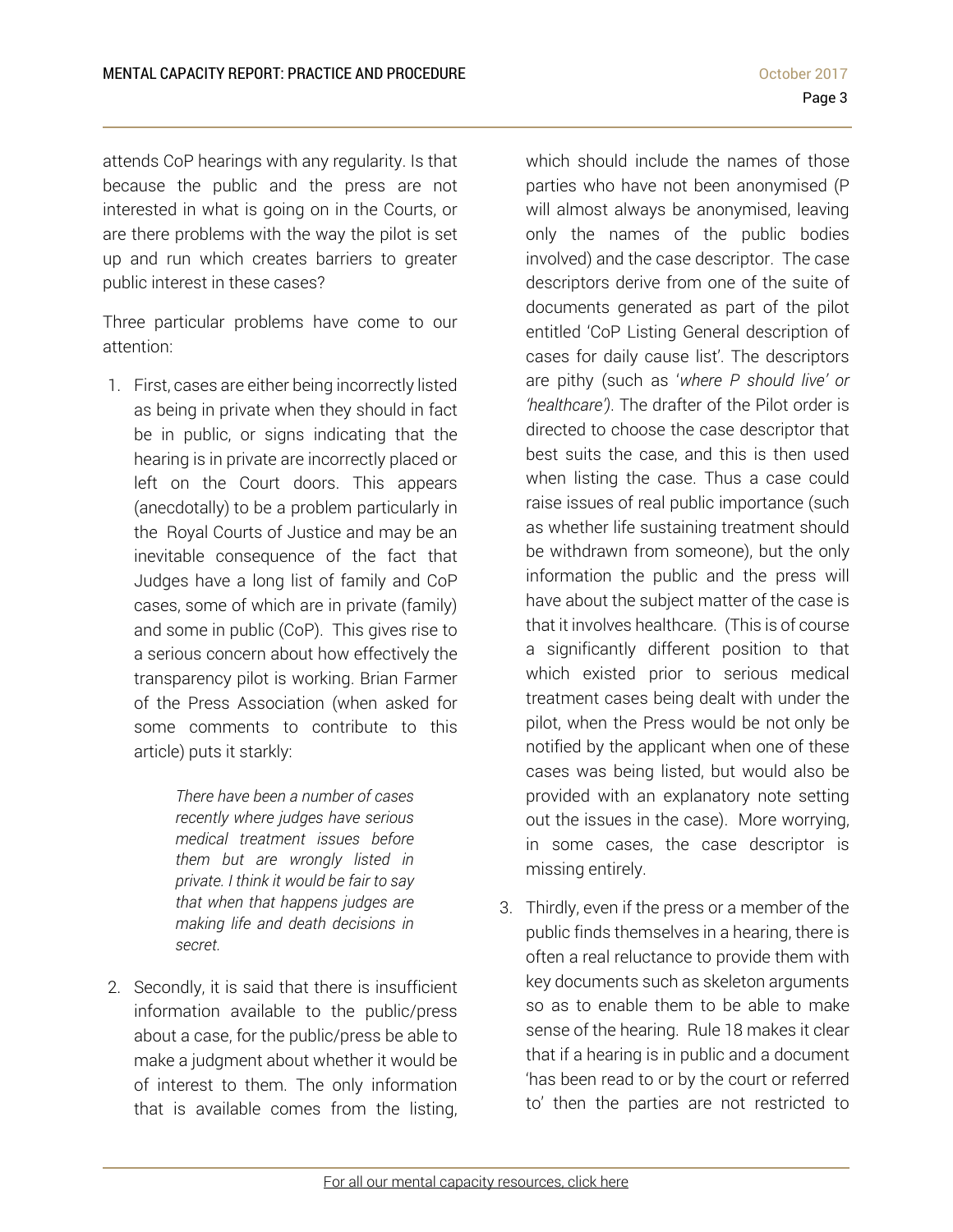attends CoP hearings with any regularity. Is that because the public and the press are not interested in what is going on in the Courts, or are there problems with the way the pilot is set up and run which creates barriers to greater public interest in these cases?

Three particular problems have come to our attention:

1. First, cases are either being incorrectly listed as being in private when they should in fact be in public, or signs indicating that the hearing is in private are incorrectly placed or left on the Court doors. This appears (anecdotally) to be a problem particularly in the Royal Courts of Justice and may be an inevitable consequence of the fact that Judges have a long list of family and CoP cases, some of which are in private (family) and some in public (CoP). This gives rise to a serious concern about how effectively the transparency pilot is working. Brian Farmer of the Press Association (when asked for some comments to contribute to this article) puts it starkly:

   > *There have been a number of cases recently where judges have serious medical treatment issues before them but are wrongly listed in private. I think it would be fair to say that when that happens judges are making life and death decisions in secret.*

2. Secondly, it is said that there is insufficient information available to the public/press about a case, for the public/press be able to make a judgment about whether it would be of interest to them. The only information that is available comes from the listing, which should include the names of those parties who have not been anonymised (P will almost always be anonymised, leaving only the names of the public bodies involved) and the case descriptor. The case descriptors derive from one of the suite of documents generated as part of the pilot entitled 'CoP Listing General description of cases for daily cause list'. The descriptors are pithy (such as '*where P should live' or 'healthcare')*. The drafter of the Pilot order is directed to choose the case descriptor that best suits the case, and this is then used when listing the case. Thus a case could raise issues of real public importance (such as whether life sustaining treatment should be withdrawn from someone), but the only information the public and the press will have about the subject matter of the case is that it involves healthcare. (This is of course a significantly different position to that which existed prior to serious medical treatment cases being dealt with under the pilot, when the Press would be not only be notified by the applicant when one of these cases was being listed, but would also be provided with an explanatory note setting out the issues in the case). More worrying, in some cases, the case descriptor is missing entirely.

3. Thirdly, even if the press or a member of the public finds themselves in a hearing, there is often a real reluctance to provide them with key documents such as skeleton arguments so as to enable them to be able to make sense of the hearing. Rule 18 makes it clear that if a hearing is in public and a document 'has been read to or by the court or referred to' then the parties are not restricted to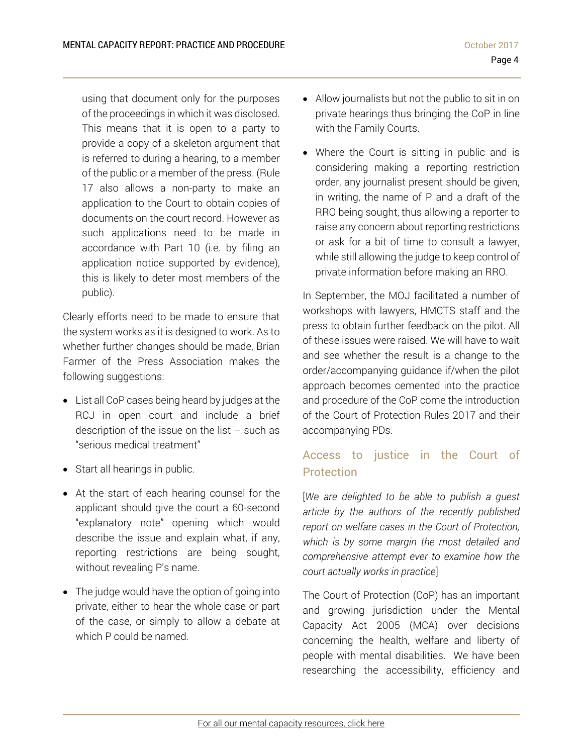using that document only for the purposes of the proceedings in which it was disclosed. This means that it is open to a party to provide a copy of a skeleton argument that is referred to during a hearing, to a member of the public or a member of the press. (Rule 17 also allows a non-party to make an application to the Court to obtain copies of documents on the court record. However as such applications need to be made in accordance with Part 10 (i.e. by filing an application notice supported by evidence), this is likely to deter most members of the public).

Clearly efforts need to be made to ensure that the system works as it is designed to work. As to whether further changes should be made, Brian Farmer of the Press Association makes the following suggestions:

- List all CoP cases being heard by judges at the RCJ in open court and include a brief description of the issue on the list – such as "serious medical treatment"
- Start all hearings in public.
- At the start of each hearing counsel for the applicant should give the court a 60-second "explanatory note" opening which would describe the issue and explain what, if any, reporting restrictions are being sought, without revealing P's name.
- The judge would have the option of going into private, either to hear the whole case or part of the case, or simply to allow a debate at which P could be named.
- Allow journalists but not the public to sit in on private hearings thus bringing the CoP in line with the Family Courts.
- Where the Court is sitting in public and is considering making a reporting restriction order, any journalist present should be given, in writing, the name of P and a draft of the RRO being sought, thus allowing a reporter to raise any concern about reporting restrictions or ask for a bit of time to consult a lawyer, while still allowing the judge to keep control of private information before making an RRO.

In September, the MOJ facilitated a number of workshops with lawyers, HMCTS staff and the press to obtain further feedback on the pilot. All of these issues were raised. We will have to wait and see whether the result is a change to the order/accompanying guidance if/when the pilot approach becomes cemented into the practice and procedure of the CoP come the introduction of the Court of Protection Rules 2017 and their accompanying PDs.

## Access to justice in the Court of Protection

[*We are delighted to be able to publish a guest article by the authors of the recently published report on welfare cases in the Court of Protection, which is by some margin the most detailed and comprehensive attempt ever to examine how the court actually works in practice*]

The Court of Protection (CoP) has an important and growing jurisdiction under the Mental Capacity Act 2005 (MCA) over decisions concerning the health, welfare and liberty of people with mental disabilities. We have been researching the accessibility, efficiency and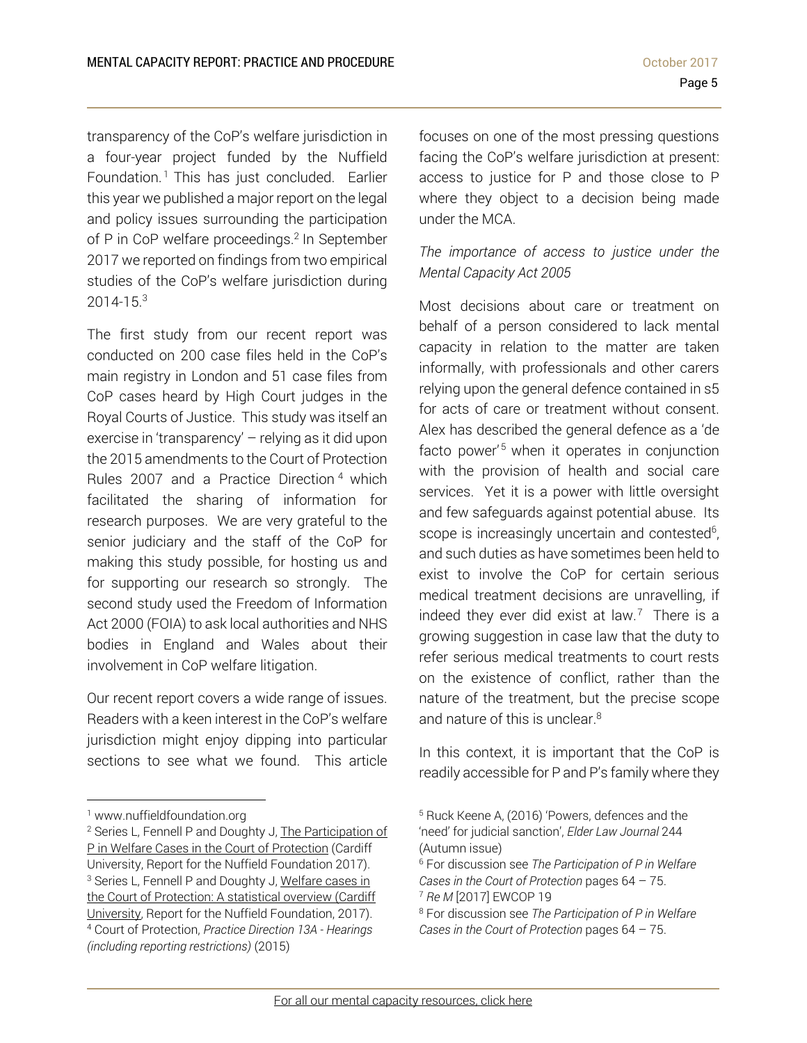transparency of the CoP's welfare jurisdiction in a four-year project funded by the Nuffield Foundation.[1] This has just concluded. Earlier this year we published a major report on the legal and policy issues surrounding the participation of P in CoP welfare proceedings.[2] In September 2017 we reported on findings from two empirical studies of the CoP's welfare jurisdiction during 2014-15.[3]

The first study from our recent report was conducted on 200 case files held in the CoP's main registry in London and 51 case files from CoP cases heard by High Court judges in the Royal Courts of Justice. This study was itself an exercise in 'transparency' – relying as it did upon the 2015 amendments to the Court of Protection Rules 2007 and a Practice Direction[4] which facilitated the sharing of information for research purposes. We are very grateful to the senior judiciary and the staff of the CoP for making this study possible, for hosting us and for supporting our research so strongly. The second study used the Freedom of Information Act 2000 (FOIA) to ask local authorities and NHS bodies in England and Wales about their involvement in CoP welfare litigation.

Our recent report covers a wide range of issues. Readers with a keen interest in the CoP's welfare jurisdiction might enjoy dipping into particular sections to see what we found. This article focuses on one of the most pressing questions facing the CoP's welfare jurisdiction at present: access to justice for P and those close to P where they object to a decision being made under the MCA.

*The importance of access to justice under the Mental Capacity Act 2005*

Most decisions about care or treatment on behalf of a person considered to lack mental capacity in relation to the matter are taken informally, with professionals and other carers relying upon the general defence contained in s5 for acts of care or treatment without consent. Alex has described the general defence as a 'de facto power'[5] when it operates in conjunction with the provision of health and social care services. Yet it is a power with little oversight and few safeguards against potential abuse. Its scope is increasingly uncertain and contested[6], and such duties as have sometimes been held to exist to involve the CoP for certain serious medical treatment decisions are unravelling, if indeed they ever did exist at law.[7] There is a growing suggestion in case law that the duty to refer serious medical treatments to court rests on the existence of conflict, rather than the nature of the treatment, but the precise scope and nature of this is unclear.[8]

In this context, it is important that the CoP is readily accessible for P and P's family where they

---

[1] www.nuffieldfoundation.org

[2] Series L, Fennell P and Doughty J, The Participation of P in Welfare Cases in the Court of Protection (Cardiff University, Report for the Nuffield Foundation 2017).

[3] Series L, Fennell P and Doughty J, Welfare cases in the Court of Protection: A statistical overview (Cardiff University, Report for the Nuffield Foundation, 2017).

[4] Court of Protection, *Practice Direction 13A - Hearings (including reporting restrictions)* (2015)

[5] Ruck Keene A, (2016) 'Powers, defences and the 'need' for judicial sanction', *Elder Law Journal* 244 (Autumn issue)

[6] For discussion see *The Participation of P in Welfare Cases in the Court of Protection* pages 64 – 75.

[7] *Re M* [2017] EWCOP 19

[8] For discussion see *The Participation of P in Welfare Cases in the Court of Protection* pages 64 – 75.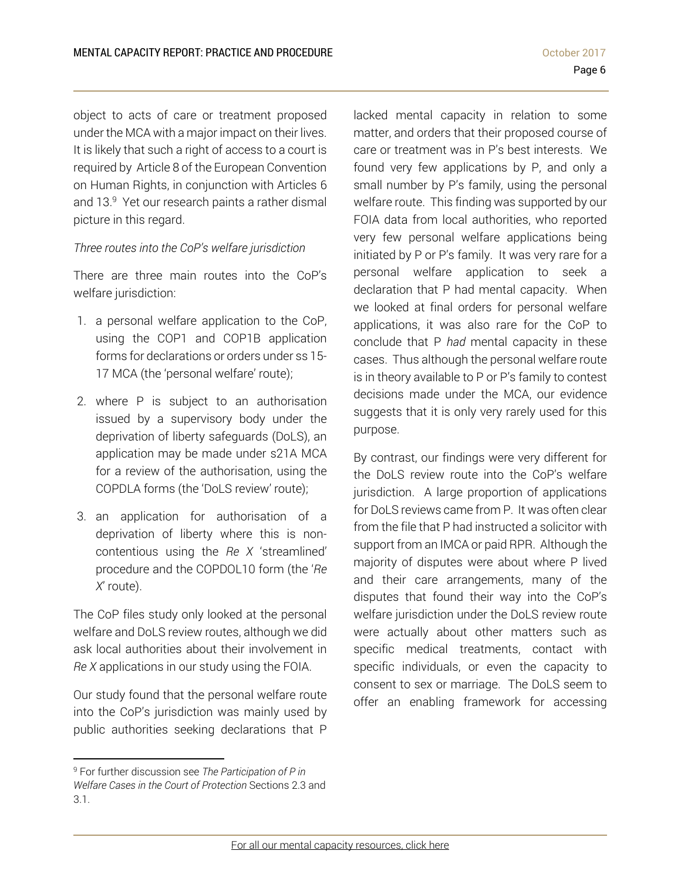object to acts of care or treatment proposed under the MCA with a major impact on their lives. It is likely that such a right of access to a court is required by Article 8 of the European Convention on Human Rights, in conjunction with Articles 6 and 13.[9] Yet our research paints a rather dismal picture in this regard.

*Three routes into the CoP's welfare jurisdiction*

There are three main routes into the CoP's welfare jurisdiction:

1. a personal welfare application to the CoP, using the COP1 and COP1B application forms for declarations or orders under ss 15-17 MCA (the 'personal welfare' route);
2. where P is subject to an authorisation issued by a supervisory body under the deprivation of liberty safeguards (DoLS), an application may be made under s21A MCA for a review of the authorisation, using the COPDLA forms (the 'DoLS review' route);
3. an application for authorisation of a deprivation of liberty where this is non-contentious using the *Re X* 'streamlined' procedure and the COPDOL10 form (the '*Re X*' route).

The CoP files study only looked at the personal welfare and DoLS review routes, although we did ask local authorities about their involvement in *Re X* applications in our study using the FOIA.

Our study found that the personal welfare route into the CoP's jurisdiction was mainly used by public authorities seeking declarations that P lacked mental capacity in relation to some matter, and orders that their proposed course of care or treatment was in P's best interests. We found very few applications by P, and only a small number by P's family, using the personal welfare route. This finding was supported by our FOIA data from local authorities, who reported very few personal welfare applications being initiated by P or P's family. It was very rare for a personal welfare application to seek a declaration that P had mental capacity. When we looked at final orders for personal welfare applications, it was also rare for the CoP to conclude that P *had* mental capacity in these cases. Thus although the personal welfare route is in theory available to P or P's family to contest decisions made under the MCA, our evidence suggests that it is only very rarely used for this purpose.

By contrast, our findings were very different for the DoLS review route into the CoP's welfare jurisdiction. A large proportion of applications for DoLS reviews came from P. It was often clear from the file that P had instructed a solicitor with support from an IMCA or paid RPR. Although the majority of disputes were about where P lived and their care arrangements, many of the disputes that found their way into the CoP's welfare jurisdiction under the DoLS review route were actually about other matters such as specific medical treatments, contact with specific individuals, or even the capacity to consent to sex or marriage. The DoLS seem to offer an enabling framework for accessing

---

[9] For further discussion see *The Participation of P in Welfare Cases in the Court of Protection* Sections 2.3 and 3.1.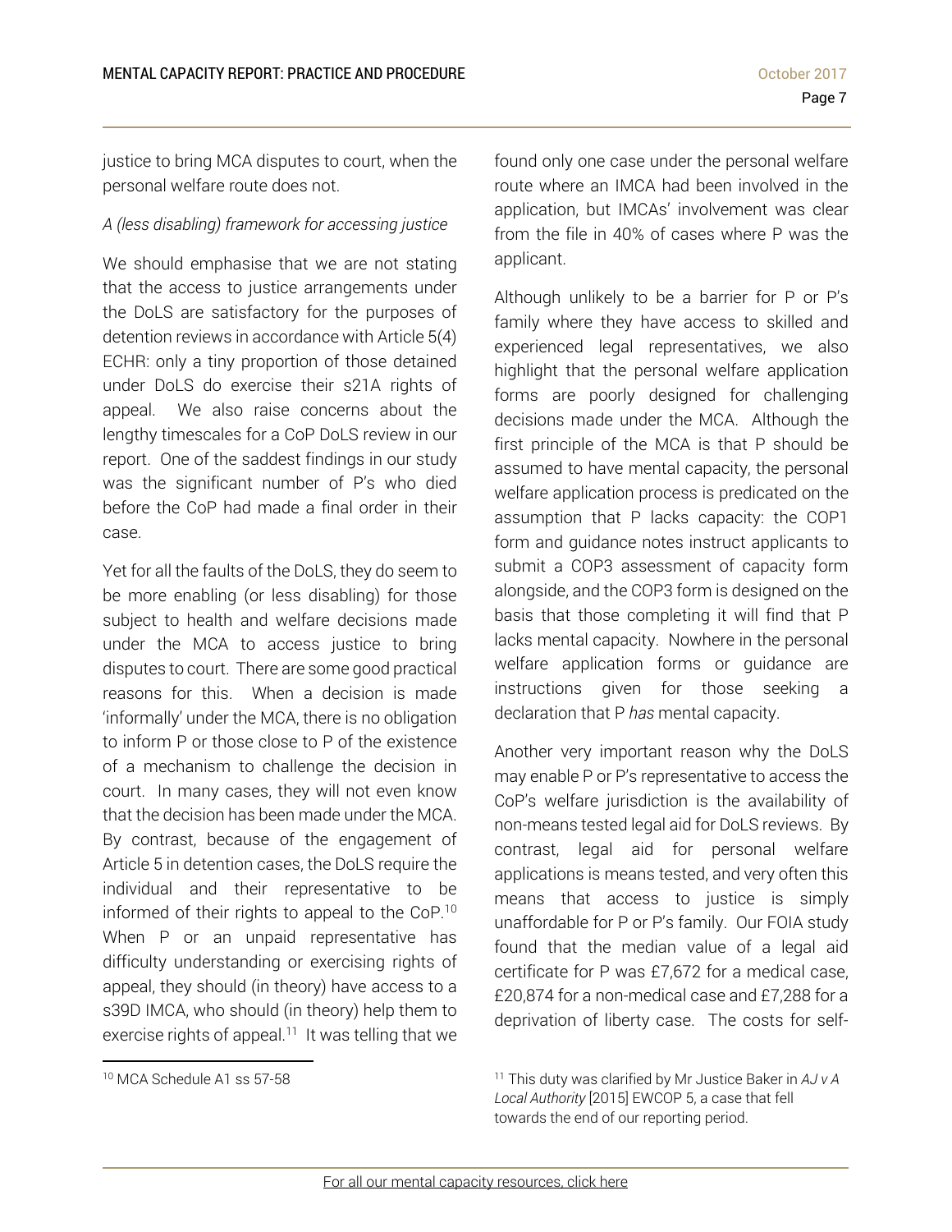justice to bring MCA disputes to court, when the personal welfare route does not.

*A (less disabling) framework for accessing justice*

We should emphasise that we are not stating that the access to justice arrangements under the DoLS are satisfactory for the purposes of detention reviews in accordance with Article 5(4) ECHR: only a tiny proportion of those detained under DoLS do exercise their s21A rights of appeal. We also raise concerns about the lengthy timescales for a CoP DoLS review in our report. One of the saddest findings in our study was the significant number of P's who died before the CoP had made a final order in their case.

Yet for all the faults of the DoLS, they do seem to be more enabling (or less disabling) for those subject to health and welfare decisions made under the MCA to access justice to bring disputes to court. There are some good practical reasons for this. When a decision is made 'informally' under the MCA, there is no obligation to inform P or those close to P of the existence of a mechanism to challenge the decision in court. In many cases, they will not even know that the decision has been made under the MCA. By contrast, because of the engagement of Article 5 in detention cases, the DoLS require the individual and their representative to be informed of their rights to appeal to the CoP.[10] When P or an unpaid representative has difficulty understanding or exercising rights of appeal, they should (in theory) have access to a s39D IMCA, who should (in theory) help them to exercise rights of appeal.[11] It was telling that we found only one case under the personal welfare route where an IMCA had been involved in the application, but IMCAs' involvement was clear from the file in 40% of cases where P was the applicant.

Although unlikely to be a barrier for P or P's family where they have access to skilled and experienced legal representatives, we also highlight that the personal welfare application forms are poorly designed for challenging decisions made under the MCA. Although the first principle of the MCA is that P should be assumed to have mental capacity, the personal welfare application process is predicated on the assumption that P lacks capacity: the COP1 form and guidance notes instruct applicants to submit a COP3 assessment of capacity form alongside, and the COP3 form is designed on the basis that those completing it will find that P lacks mental capacity. Nowhere in the personal welfare application forms or guidance are instructions given for those seeking a declaration that P *has* mental capacity.

Another very important reason why the DoLS may enable P or P's representative to access the CoP's welfare jurisdiction is the availability of non-means tested legal aid for DoLS reviews. By contrast, legal aid for personal welfare applications is means tested, and very often this means that access to justice is simply unaffordable for P or P's family. Our FOIA study found that the median value of a legal aid certificate for P was £7,672 for a medical case, £20,874 for a non-medical case and £7,288 for a deprivation of liberty case. The costs for self-

[10] MCA Schedule A1 ss 57-58

[11] This duty was clarified by Mr Justice Baker in *AJ v A Local Authority* [2015] EWCOP 5, a case that fell towards the end of our reporting period.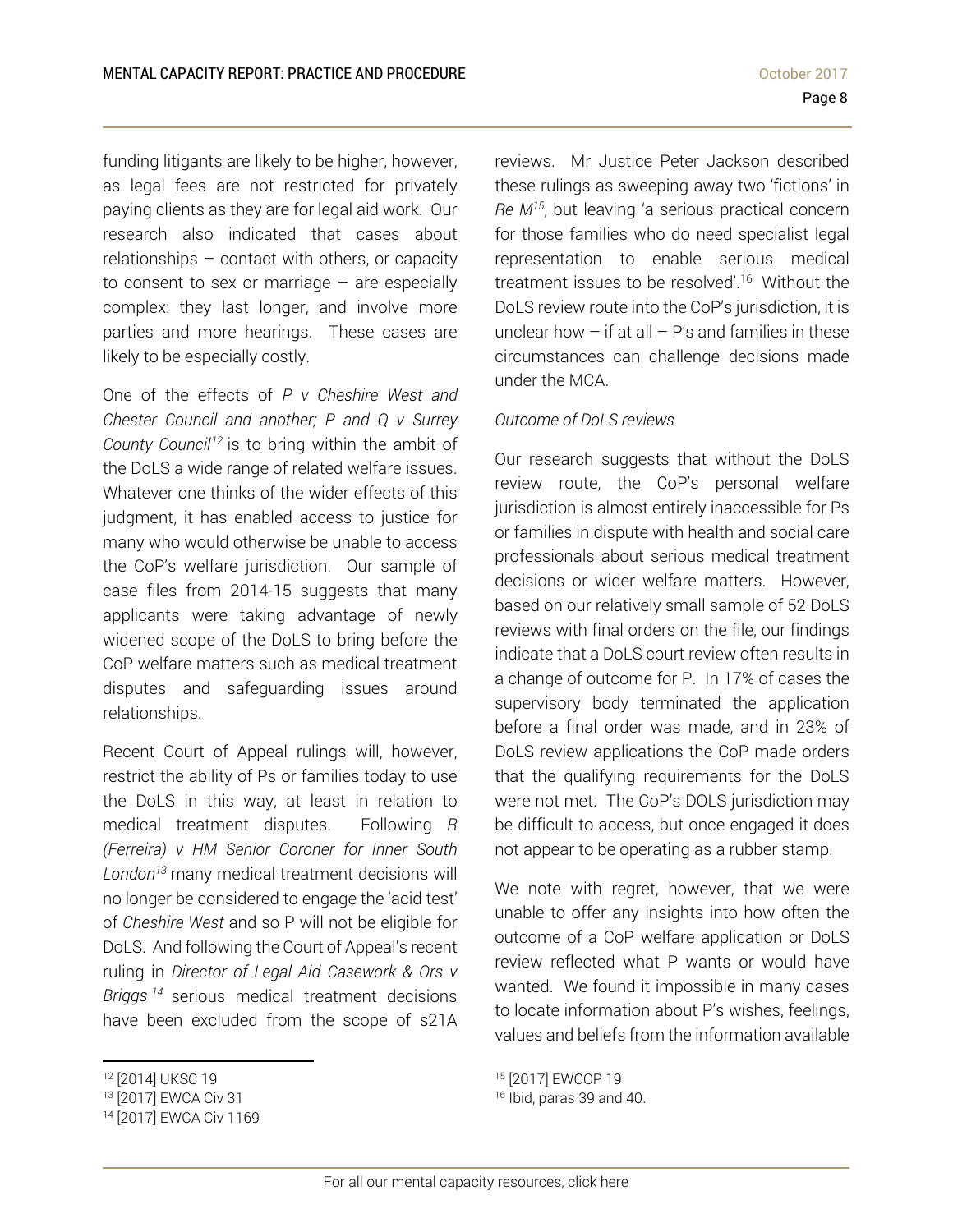funding litigants are likely to be higher, however, as legal fees are not restricted for privately paying clients as they are for legal aid work. Our research also indicated that cases about relationships – contact with others, or capacity to consent to sex or marriage – are especially complex: they last longer, and involve more parties and more hearings. These cases are likely to be especially costly.

One of the effects of *P v Cheshire West and Chester Council and another; P and Q v Surrey County Council*[12] is to bring within the ambit of the DoLS a wide range of related welfare issues. Whatever one thinks of the wider effects of this judgment, it has enabled access to justice for many who would otherwise be unable to access the CoP's welfare jurisdiction. Our sample of case files from 2014-15 suggests that many applicants were taking advantage of newly widened scope of the DoLS to bring before the CoP welfare matters such as medical treatment disputes and safeguarding issues around relationships.

Recent Court of Appeal rulings will, however, restrict the ability of Ps or families today to use the DoLS in this way, at least in relation to medical treatment disputes. Following *R (Ferreira) v HM Senior Coroner for Inner South London*[13] many medical treatment decisions will no longer be considered to engage the 'acid test' of *Cheshire West* and so P will not be eligible for DoLS. And following the Court of Appeal's recent ruling in *Director of Legal Aid Casework & Ors v Briggs*[14] serious medical treatment decisions have been excluded from the scope of s21A reviews. Mr Justice Peter Jackson described these rulings as sweeping away two 'fictions' in *Re M*[15], but leaving 'a serious practical concern for those families who do need specialist legal representation to enable serious medical treatment issues to be resolved'.[16] Without the DoLS review route into the CoP's jurisdiction, it is unclear how – if at all – P's and families in these circumstances can challenge decisions made under the MCA.

*Outcome of DoLS reviews*

Our research suggests that without the DoLS review route, the CoP's personal welfare jurisdiction is almost entirely inaccessible for Ps or families in dispute with health and social care professionals about serious medical treatment decisions or wider welfare matters. However, based on our relatively small sample of 52 DoLS reviews with final orders on the file, our findings indicate that a DoLS court review often results in a change of outcome for P. In 17% of cases the supervisory body terminated the application before a final order was made, and in 23% of DoLS review applications the CoP made orders that the qualifying requirements for the DoLS were not met. The CoP's DOLS jurisdiction may be difficult to access, but once engaged it does not appear to be operating as a rubber stamp.

We note with regret, however, that we were unable to offer any insights into how often the outcome of a CoP welfare application or DoLS review reflected what P wants or would have wanted. We found it impossible in many cases to locate information about P's wishes, feelings, values and beliefs from the information available

[12] [2014] UKSC 19
[13] [2017] EWCA Civ 31
[14] [2017] EWCA Civ 1169
[15] [2017] EWCOP 19
[16] Ibid, paras 39 and 40.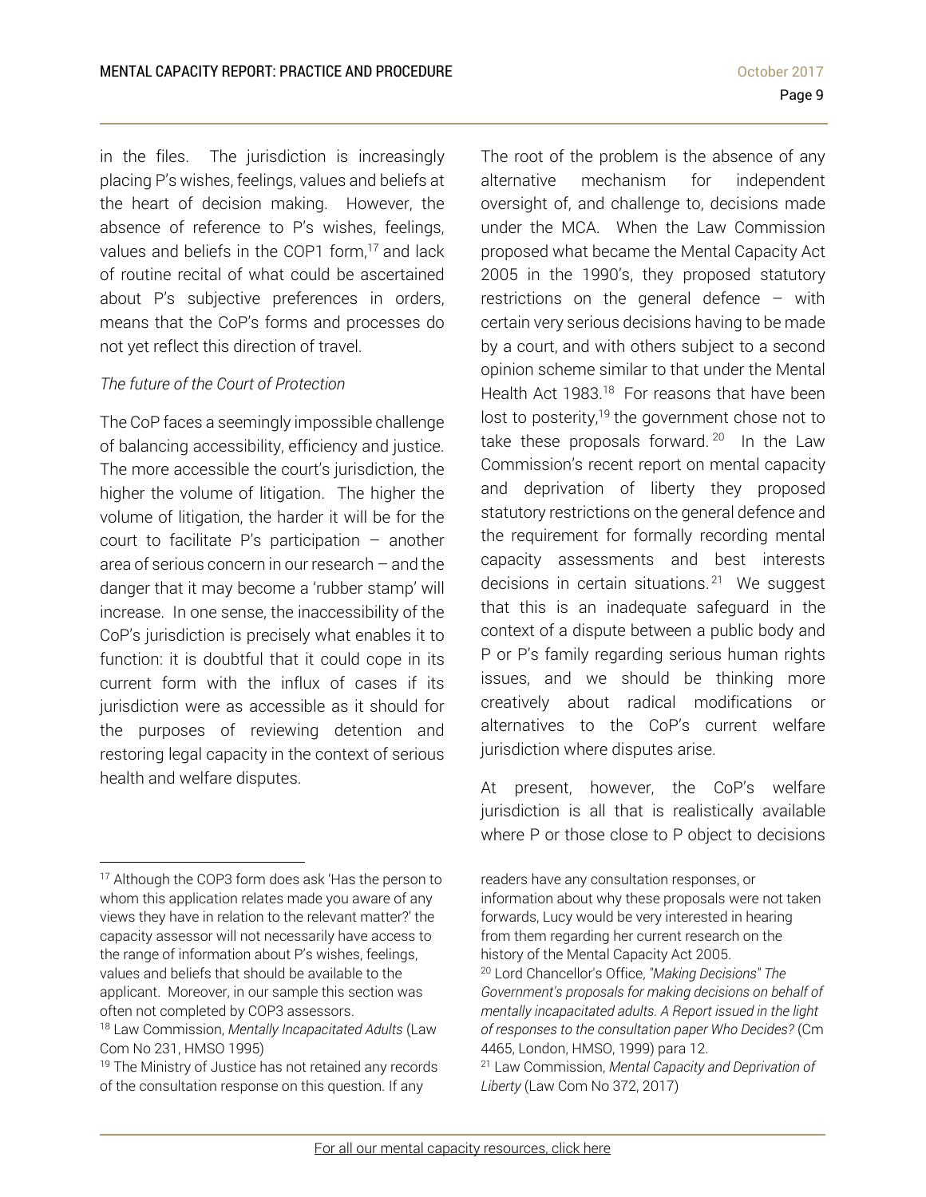in the files. The jurisdiction is increasingly placing P's wishes, feelings, values and beliefs at the heart of decision making. However, the absence of reference to P's wishes, feelings, values and beliefs in the COP1 form,[17] and lack of routine recital of what could be ascertained about P's subjective preferences in orders, means that the CoP's forms and processes do not yet reflect this direction of travel.

*The future of the Court of Protection*

The CoP faces a seemingly impossible challenge of balancing accessibility, efficiency and justice. The more accessible the court's jurisdiction, the higher the volume of litigation. The higher the volume of litigation, the harder it will be for the court to facilitate P's participation – another area of serious concern in our research – and the danger that it may become a 'rubber stamp' will increase. In one sense, the inaccessibility of the CoP's jurisdiction is precisely what enables it to function: it is doubtful that it could cope in its current form with the influx of cases if its jurisdiction were as accessible as it should for the purposes of reviewing detention and restoring legal capacity in the context of serious health and welfare disputes.

The root of the problem is the absence of any alternative mechanism for independent oversight of, and challenge to, decisions made under the MCA. When the Law Commission proposed what became the Mental Capacity Act 2005 in the 1990's, they proposed statutory restrictions on the general defence – with certain very serious decisions having to be made by a court, and with others subject to a second opinion scheme similar to that under the Mental Health Act 1983.[18] For reasons that have been lost to posterity,[19] the government chose not to take these proposals forward.[20] In the Law Commission's recent report on mental capacity and deprivation of liberty they proposed statutory restrictions on the general defence and the requirement for formally recording mental capacity assessments and best interests decisions in certain situations.[21] We suggest that this is an inadequate safeguard in the context of a dispute between a public body and P or P's family regarding serious human rights issues, and we should be thinking more creatively about radical modifications or alternatives to the CoP's current welfare jurisdiction where disputes arise.

At present, however, the CoP's welfare jurisdiction is all that is realistically available where P or those close to P object to decisions

---

[17] Although the COP3 form does ask 'Has the person to whom this application relates made you aware of any views they have in relation to the relevant matter?' the capacity assessor will not necessarily have access to the range of information about P's wishes, feelings, values and beliefs that should be available to the applicant. Moreover, in our sample this section was often not completed by COP3 assessors.

[18] Law Commission, *Mentally Incapacitated Adults* (Law Com No 231, HMSO 1995)

[19] The Ministry of Justice has not retained any records of the consultation response on this question. If any readers have any consultation responses, or information about why these proposals were not taken forwards, Lucy would be very interested in hearing from them regarding her current research on the history of the Mental Capacity Act 2005.

[20] Lord Chancellor's Office, *"Making Decisions" The Government's proposals for making decisions on behalf of mentally incapacitated adults. A Report issued in the light of responses to the consultation paper Who Decides?* (Cm 4465, London, HMSO, 1999) para 12.

[21] Law Commission, *Mental Capacity and Deprivation of Liberty* (Law Com No 372, 2017)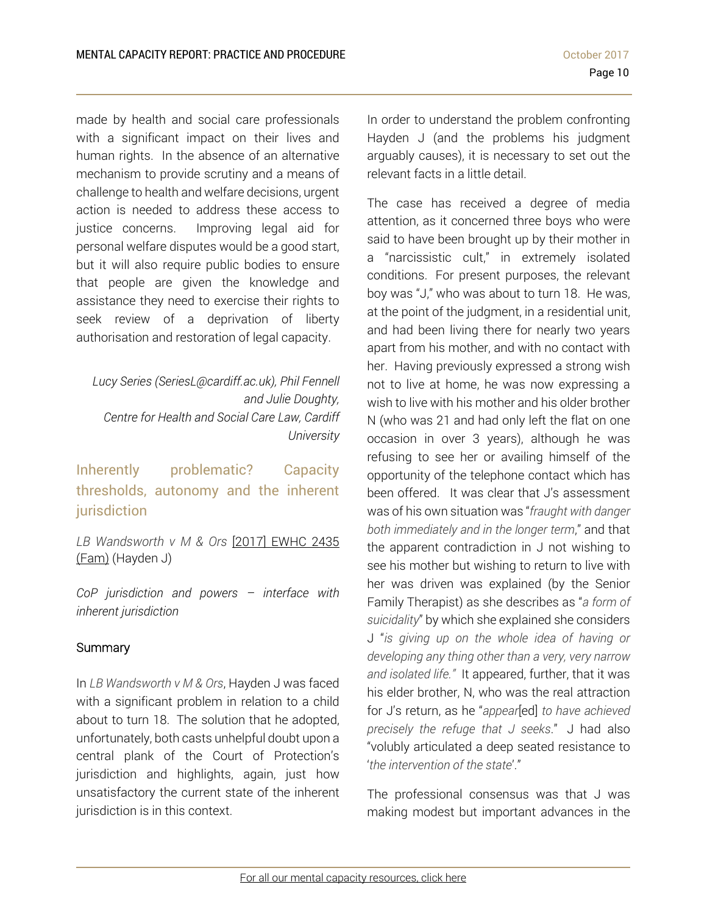made by health and social care professionals with a significant impact on their lives and human rights. In the absence of an alternative mechanism to provide scrutiny and a means of challenge to health and welfare decisions, urgent action is needed to address these access to justice concerns. Improving legal aid for personal welfare disputes would be a good start, but it will also require public bodies to ensure that people are given the knowledge and assistance they need to exercise their rights to seek review of a deprivation of liberty authorisation and restoration of legal capacity.

*Lucy Series (SeriesL@cardiff.ac.uk), Phil Fennell and Julie Doughty,*
*Centre for Health and Social Care Law, Cardiff University*

## Inherently problematic? Capacity thresholds, autonomy and the inherent jurisdiction

*LB Wandsworth v M & Ors* [2017] EWHC 2435 (Fam) (Hayden J)

*CoP jurisdiction and powers – interface with inherent jurisdiction*

### Summary

In *LB Wandsworth v M & Ors*, Hayden J was faced with a significant problem in relation to a child about to turn 18. The solution that he adopted, unfortunately, both casts unhelpful doubt upon a central plank of the Court of Protection's jurisdiction and highlights, again, just how unsatisfactory the current state of the inherent jurisdiction is in this context.

In order to understand the problem confronting Hayden J (and the problems his judgment arguably causes), it is necessary to set out the relevant facts in a little detail.

The case has received a degree of media attention, as it concerned three boys who were said to have been brought up by their mother in a "narcissistic cult," in extremely isolated conditions. For present purposes, the relevant boy was "J," who was about to turn 18. He was, at the point of the judgment, in a residential unit, and had been living there for nearly two years apart from his mother, and with no contact with her. Having previously expressed a strong wish not to live at home, he was now expressing a wish to live with his mother and his older brother N (who was 21 and had only left the flat on one occasion in over 3 years), although he was refusing to see her or availing himself of the opportunity of the telephone contact which has been offered. It was clear that J's assessment was of his own situation was "*fraught with danger both immediately and in the longer term*," and that the apparent contradiction in J not wishing to see his mother but wishing to return to live with her was driven was explained (by the Senior Family Therapist) as she describes as "*a form of suicidality*" by which she explained she considers J "*is giving up on the whole idea of having or developing any thing other than a very, very narrow and isolated life."* It appeared, further, that it was his elder brother, N, who was the real attraction for J's return, as he "*appear*[ed] *to have achieved precisely the refuge that J seeks*." J had also "volubly articulated a deep seated resistance to '*the intervention of the state*'."

The professional consensus was that J was making modest but important advances in the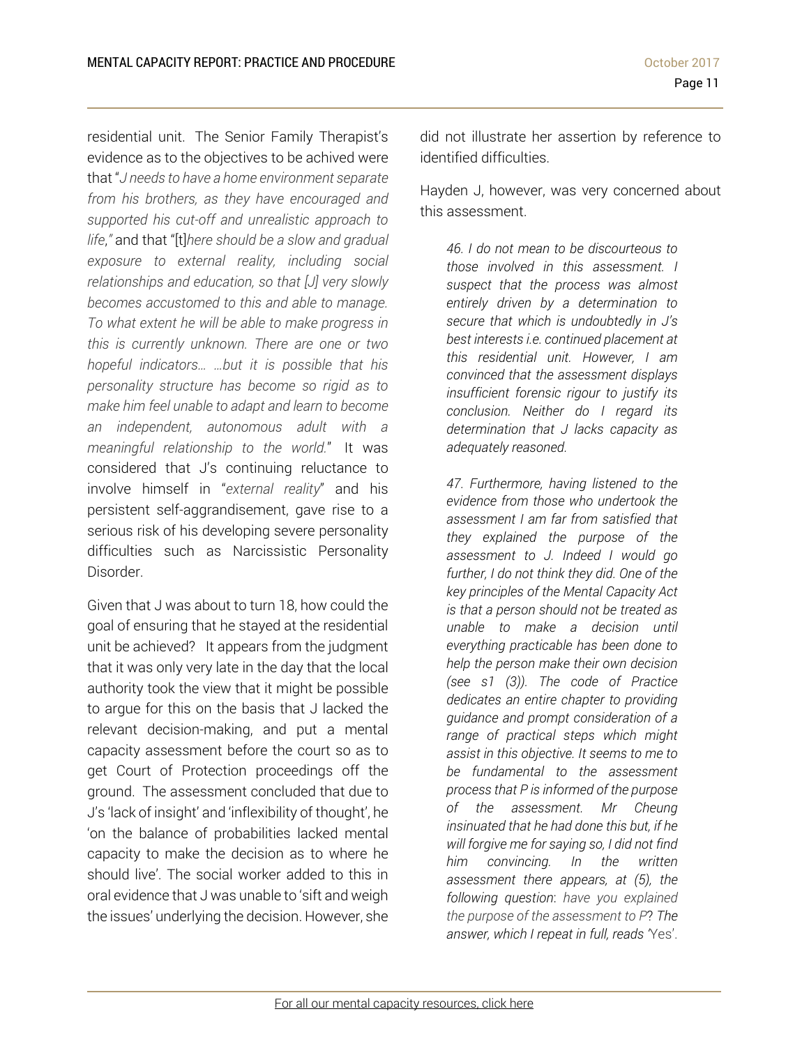residential unit. The Senior Family Therapist's evidence as to the objectives to be achived were that "*J needs to have a home environment separate from his brothers, as they have encouraged and supported his cut-off and unrealistic approach to life*," and that "[t]*here should be a slow and gradual exposure to external reality, including social relationships and education, so that [J] very slowly becomes accustomed to this and able to manage. To what extent he will be able to make progress in this is currently unknown. There are one or two hopeful indicators… …but it is possible that his personality structure has become so rigid as to make him feel unable to adapt and learn to become an independent, autonomous adult with a meaningful relationship to the world.*" It was considered that J's continuing reluctance to involve himself in "*external reality*" and his persistent self-aggrandisement, gave rise to a serious risk of his developing severe personality difficulties such as Narcissistic Personality Disorder.

Given that J was about to turn 18, how could the goal of ensuring that he stayed at the residential unit be achieved? It appears from the judgment that it was only very late in the day that the local authority took the view that it might be possible to argue for this on the basis that J lacked the relevant decision-making, and put a mental capacity assessment before the court so as to get Court of Protection proceedings off the ground. The assessment concluded that due to J's 'lack of insight' and 'inflexibility of thought', he 'on the balance of probabilities lacked mental capacity to make the decision as to where he should live'. The social worker added to this in oral evidence that J was unable to 'sift and weigh the issues' underlying the decision. However, she did not illustrate her assertion by reference to identified difficulties.

Hayden J, however, was very concerned about this assessment.

> *46. I do not mean to be discourteous to those involved in this assessment. I suspect that the process was almost entirely driven by a determination to secure that which is undoubtedly in J's best interests i.e. continued placement at this residential unit. However, I am convinced that the assessment displays insufficient forensic rigour to justify its conclusion. Neither do I regard its determination that J lacks capacity as adequately reasoned.*
>
> *47. Furthermore, having listened to the evidence from those who undertook the assessment I am far from satisfied that they explained the purpose of the assessment to J. Indeed I would go further, I do not think they did. One of the key principles of the Mental Capacity Act is that a person should not be treated as unable to make a decision until everything practicable has been done to help the person make their own decision (see s1 (3)). The code of Practice dedicates an entire chapter to providing guidance and prompt consideration of a range of practical steps which might assist in this objective. It seems to me to be fundamental to the assessment process that P is informed of the purpose of the assessment. Mr Cheung insinuated that he had done this but, if he will forgive me for saying so, I did not find him convincing. In the written assessment there appears, at (5), the following question*: have you explained the purpose of the assessment to P? *The answer, which I repeat in full, reads '*Yes'.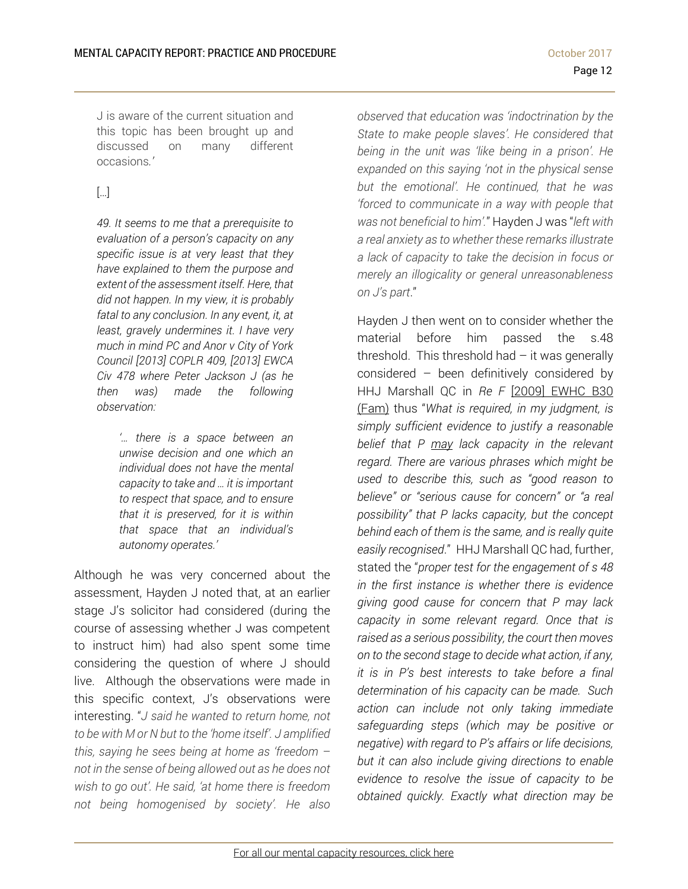J is aware of the current situation and this topic has been brought up and discussed on many different occasions.'

[…]

> *49. It seems to me that a prerequisite to evaluation of a person's capacity on any specific issue is at very least that they have explained to them the purpose and extent of the assessment itself. Here, that did not happen. In my view, it is probably fatal to any conclusion. In any event, it, at least, gravely undermines it. I have very much in mind PC and Anor v City of York Council [2013] COPLR 409, [2013] EWCA Civ 478 where Peter Jackson J (as he then was) made the following observation:*
>
> > *'… there is a space between an unwise decision and one which an individual does not have the mental capacity to take and … it is important to respect that space, and to ensure that it is preserved, for it is within that space that an individual's autonomy operates.'*

Although he was very concerned about the assessment, Hayden J noted that, at an earlier stage J's solicitor had considered (during the course of assessing whether J was competent to instruct him) had also spent some time considering the question of where J should live. Although the observations were made in this specific context, J's observations were interesting. "*J said he wanted to return home, not to be with M or N but to the 'home itself'. J amplified this, saying he sees being at home as 'freedom – not in the sense of being allowed out as he does not wish to go out'. He said, 'at home there is freedom not being homogenised by society'. He also observed that education was 'indoctrination by the State to make people slaves'. He considered that being in the unit was 'like being in a prison'. He expanded on this saying 'not in the physical sense but the emotional'. He continued, that he was 'forced to communicate in a way with people that was not beneficial to him'.*" Hayden J was "*left with a real anxiety as to whether these remarks illustrate a lack of capacity to take the decision in focus or merely an illogicality or general unreasonableness on J's part*."

Hayden J then went on to consider whether the material before him passed the s.48 threshold. This threshold had – it was generally considered – been definitively considered by HHJ Marshall QC in *Re F* [2009] EWHC B30 (Fam) thus "*What is required, in my judgment, is simply sufficient evidence to justify a reasonable belief that P may lack capacity in the relevant regard. There are various phrases which might be used to describe this, such as "good reason to believe" or "serious cause for concern" or "a real possibility" that P lacks capacity, but the concept behind each of them is the same, and is really quite easily recognised*." HHJ Marshall QC had, further, stated the "*proper test for the engagement of s 48 in the first instance is whether there is evidence giving good cause for concern that P may lack capacity in some relevant regard. Once that is raised as a serious possibility, the court then moves on to the second stage to decide what action, if any, it is in P's best interests to take before a final determination of his capacity can be made. Such action can include not only taking immediate safeguarding steps (which may be positive or negative) with regard to P's affairs or life decisions, but it can also include giving directions to enable evidence to resolve the issue of capacity to be obtained quickly. Exactly what direction may be*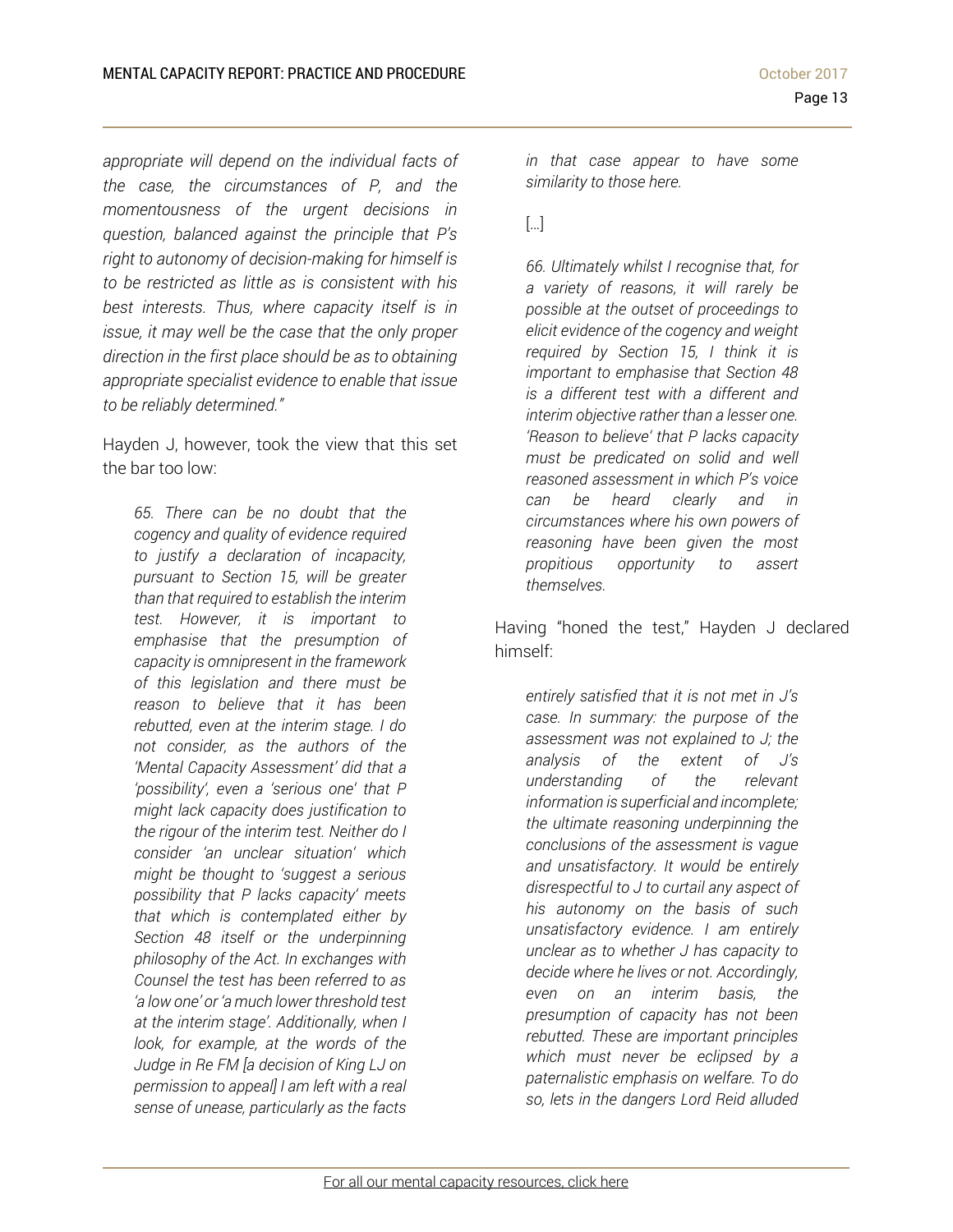*appropriate will depend on the individual facts of the case, the circumstances of P, and the momentousness of the urgent decisions in question, balanced against the principle that P's right to autonomy of decision-making for himself is to be restricted as little as is consistent with his best interests. Thus, where capacity itself is in issue, it may well be the case that the only proper direction in the first place should be as to obtaining appropriate specialist evidence to enable that issue to be reliably determined."*

Hayden J, however, took the view that this set the bar too low:

> *65. There can be no doubt that the cogency and quality of evidence required to justify a declaration of incapacity, pursuant to Section 15, will be greater than that required to establish the interim test. However, it is important to emphasise that the presumption of capacity is omnipresent in the framework of this legislation and there must be reason to believe that it has been rebutted, even at the interim stage. I do not consider, as the authors of the 'Mental Capacity Assessment' did that a 'possibility', even a 'serious one' that P might lack capacity does justification to the rigour of the interim test. Neither do I consider 'an unclear situation' which might be thought to 'suggest a serious possibility that P lacks capacity' meets that which is contemplated either by Section 48 itself or the underpinning philosophy of the Act. In exchanges with Counsel the test has been referred to as 'a low one' or 'a much lower threshold test at the interim stage'. Additionally, when I look, for example, at the words of the Judge in Re FM [a decision of King LJ on permission to appeal] I am left with a real sense of unease, particularly as the facts in that case appear to have some similarity to those here.*
>
> [...]
>
> *66. Ultimately whilst I recognise that, for a variety of reasons, it will rarely be possible at the outset of proceedings to elicit evidence of the cogency and weight required by Section 15, I think it is important to emphasise that Section 48 is a different test with a different and interim objective rather than a lesser one. 'Reason to believe' that P lacks capacity must be predicated on solid and well reasoned assessment in which P's voice can be heard clearly and in circumstances where his own powers of reasoning have been given the most propitious opportunity to assert themselves.*

Having "honed the test," Hayden J declared himself:

> *entirely satisfied that it is not met in J's case. In summary: the purpose of the assessment was not explained to J; the analysis of the extent of J's understanding of the relevant information is superficial and incomplete; the ultimate reasoning underpinning the conclusions of the assessment is vague and unsatisfactory. It would be entirely disrespectful to J to curtail any aspect of his autonomy on the basis of such unsatisfactory evidence. I am entirely unclear as to whether J has capacity to decide where he lives or not. Accordingly, even on an interim basis, the presumption of capacity has not been rebutted. These are important principles which must never be eclipsed by a paternalistic emphasis on welfare. To do so, lets in the dangers Lord Reid alluded*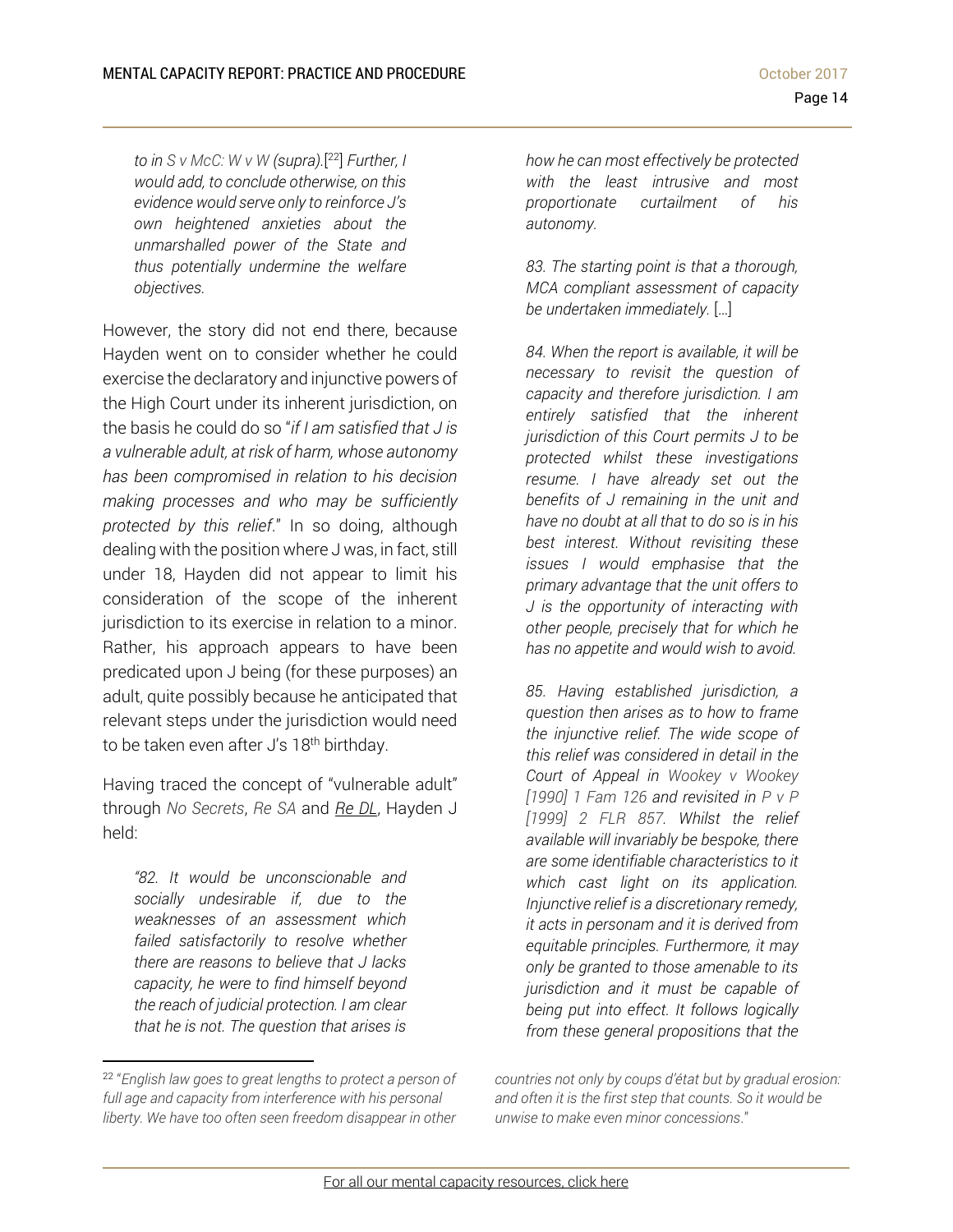*to in S v McC: W v W (supra).*[22] *Further, I would add, to conclude otherwise, on this evidence would serve only to reinforce J's own heightened anxieties about the unmarshalled power of the State and thus potentially undermine the welfare objectives.*

However, the story did not end there, because Hayden went on to consider whether he could exercise the declaratory and injunctive powers of the High Court under its inherent jurisdiction, on the basis he could do so "*if I am satisfied that J is a vulnerable adult, at risk of harm, whose autonomy has been compromised in relation to his decision making processes and who may be sufficiently protected by this relief*." In so doing, although dealing with the position where J was, in fact, still under 18, Hayden did not appear to limit his consideration of the scope of the inherent jurisdiction to its exercise in relation to a minor. Rather, his approach appears to have been predicated upon J being (for these purposes) an adult, quite possibly because he anticipated that relevant steps under the jurisdiction would need to be taken even after J's 18th birthday.

Having traced the concept of "vulnerable adult" through *No Secrets*, *Re SA* and *Re DL*, Hayden J held:

> *"82. It would be unconscionable and socially undesirable if, due to the weaknesses of an assessment which failed satisfactorily to resolve whether there are reasons to believe that J lacks capacity, he were to find himself beyond the reach of judicial protection. I am clear that he is not. The question that arises is how he can most effectively be protected with the least intrusive and most proportionate curtailment of his autonomy.*
>
> *83. The starting point is that a thorough, MCA compliant assessment of capacity be undertaken immediately.* […]
>
> *84. When the report is available, it will be necessary to revisit the question of capacity and therefore jurisdiction. I am entirely satisfied that the inherent jurisdiction of this Court permits J to be protected whilst these investigations resume. I have already set out the benefits of J remaining in the unit and have no doubt at all that to do so is in his best interest. Without revisiting these issues I would emphasise that the primary advantage that the unit offers to J is the opportunity of interacting with other people, precisely that for which he has no appetite and would wish to avoid.*
>
> *85. Having established jurisdiction, a question then arises as to how to frame the injunctive relief. The wide scope of this relief was considered in detail in the Court of Appeal in Wookey v Wookey [1990] 1 Fam 126 and revisited in P v P [1999] 2 FLR 857. Whilst the relief available will invariably be bespoke, there are some identifiable characteristics to it which cast light on its application. Injunctive relief is a discretionary remedy, it acts in personam and it is derived from equitable principles. Furthermore, it may only be granted to those amenable to its jurisdiction and it must be capable of being put into effect. It follows logically from these general propositions that the*

---

[22] "*English law goes to great lengths to protect a person of full age and capacity from interference with his personal liberty. We have too often seen freedom disappear in other countries not only by coups d'état but by gradual erosion: and often it is the first step that counts. So it would be unwise to make even minor concessions.*"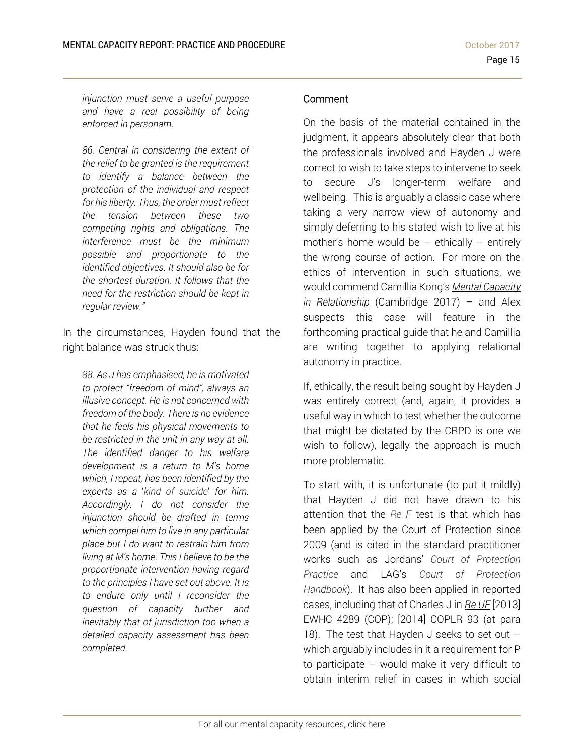> *injunction must serve a useful purpose and have a real possibility of being enforced in personam.*
>
> *86. Central in considering the extent of the relief to be granted is the requirement to identify a balance between the protection of the individual and respect for his liberty. Thus, the order must reflect the tension between these two competing rights and obligations. The interference must be the minimum possible and proportionate to the identified objectives. It should also be for the shortest duration. It follows that the need for the restriction should be kept in regular review."*

In the circumstances, Hayden found that the right balance was struck thus:

> *88. As J has emphasised, he is motivated to protect "freedom of mind", always an illusive concept. He is not concerned with freedom of the body. There is no evidence that he feels his physical movements to be restricted in the unit in any way at all. The identified danger to his welfare development is a return to M's home which, I repeat, has been identified by the experts as a 'kind of suicide' for him. Accordingly, I do not consider the injunction should be drafted in terms which compel him to live in any particular place but I do want to restrain him from living at M's home. This I believe to be the proportionate intervention having regard to the principles I have set out above. It is to endure only until I reconsider the question of capacity further and inevitably that of jurisdiction too when a detailed capacity assessment has been completed.*

### Comment

On the basis of the material contained in the judgment, it appears absolutely clear that both the professionals involved and Hayden J were correct to wish to take steps to intervene to seek to secure J's longer-term welfare and wellbeing. This is arguably a classic case where taking a very narrow view of autonomy and simply deferring to his stated wish to live at his mother's home would be – ethically – entirely the wrong course of action. For more on the ethics of intervention in such situations, we would commend Camillia Kong's *Mental Capacity in Relationship* (Cambridge 2017) – and Alex suspects this case will feature in the forthcoming practical guide that he and Camillia are writing together to applying relational autonomy in practice.

If, ethically, the result being sought by Hayden J was entirely correct (and, again, it provides a useful way in which to test whether the outcome that might be dictated by the CRPD is one we wish to follow), legally the approach is much more problematic.

To start with, it is unfortunate (to put it mildly) that Hayden J did not have drawn to his attention that the *Re F* test is that which has been applied by the Court of Protection since 2009 (and is cited in the standard practitioner works such as Jordans' *Court of Protection Practice* and LAG's *Court of Protection Handbook*). It has also been applied in reported cases, including that of Charles J in *Re UF* [2013] EWHC 4289 (COP); [2014] COPLR 93 (at para 18). The test that Hayden J seeks to set out – which arguably includes in it a requirement for P to participate – would make it very difficult to obtain interim relief in cases in which social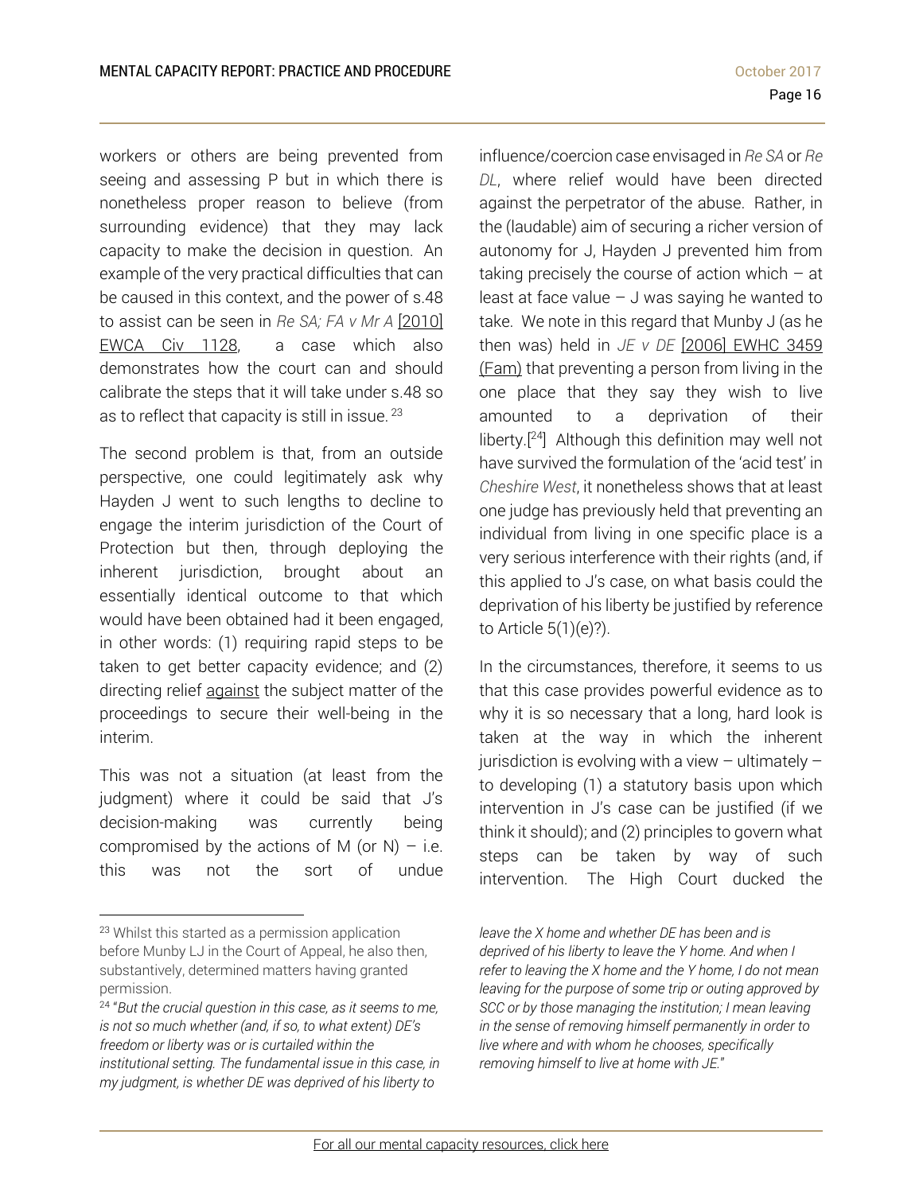workers or others are being prevented from seeing and assessing P but in which there is nonetheless proper reason to believe (from surrounding evidence) that they may lack capacity to make the decision in question. An example of the very practical difficulties that can be caused in this context, and the power of s.48 to assist can be seen in *Re SA; FA v Mr A* [2010] EWCA Civ 1128, a case which also demonstrates how the court can and should calibrate the steps that it will take under s.48 so as to reflect that capacity is still in issue. [23]

The second problem is that, from an outside perspective, one could legitimately ask why Hayden J went to such lengths to decline to engage the interim jurisdiction of the Court of Protection but then, through deploying the inherent jurisdiction, brought about an essentially identical outcome to that which would have been obtained had it been engaged, in other words: (1) requiring rapid steps to be taken to get better capacity evidence; and (2) directing relief against the subject matter of the proceedings to secure their well-being in the interim.

This was not a situation (at least from the judgment) where it could be said that J's decision-making was currently being compromised by the actions of M (or N) – i.e. this was not the sort of undue influence/coercion case envisaged in *Re SA* or *Re DL*, where relief would have been directed against the perpetrator of the abuse. Rather, in the (laudable) aim of securing a richer version of autonomy for J, Hayden J prevented him from taking precisely the course of action which – at least at face value – J was saying he wanted to take. We note in this regard that Munby J (as he then was) held in *JE v DE* [2006] EWHC 3459 (Fam) that preventing a person from living in the one place that they say they wish to live amounted to a deprivation of their liberty.[24] Although this definition may well not have survived the formulation of the 'acid test' in *Cheshire West*, it nonetheless shows that at least one judge has previously held that preventing an individual from living in one specific place is a very serious interference with their rights (and, if this applied to J's case, on what basis could the deprivation of his liberty be justified by reference to Article 5(1)(e)?).

In the circumstances, therefore, it seems to us that this case provides powerful evidence as to why it is so necessary that a long, hard look is taken at the way in which the inherent jurisdiction is evolving with a view – ultimately – to developing (1) a statutory basis upon which intervention in J's case can be justified (if we think it should); and (2) principles to govern what steps can be taken by way of such intervention. The High Court ducked the

---

[23] Whilst this started as a permission application before Munby LJ in the Court of Appeal, he also then, substantively, determined matters having granted permission.

[24] "*But the crucial question in this case, as it seems to me, is not so much whether (and, if so, to what extent) DE's freedom or liberty was or is curtailed within the institutional setting. The fundamental issue in this case, in my judgment, is whether DE was deprived of his liberty to leave the X home and whether DE has been and is deprived of his liberty to leave the Y home. And when I refer to leaving the X home and the Y home, I do not mean leaving for the purpose of some trip or outing approved by SCC or by those managing the institution; I mean leaving in the sense of removing himself permanently in order to live where and with whom he chooses, specifically removing himself to live at home with JE.*"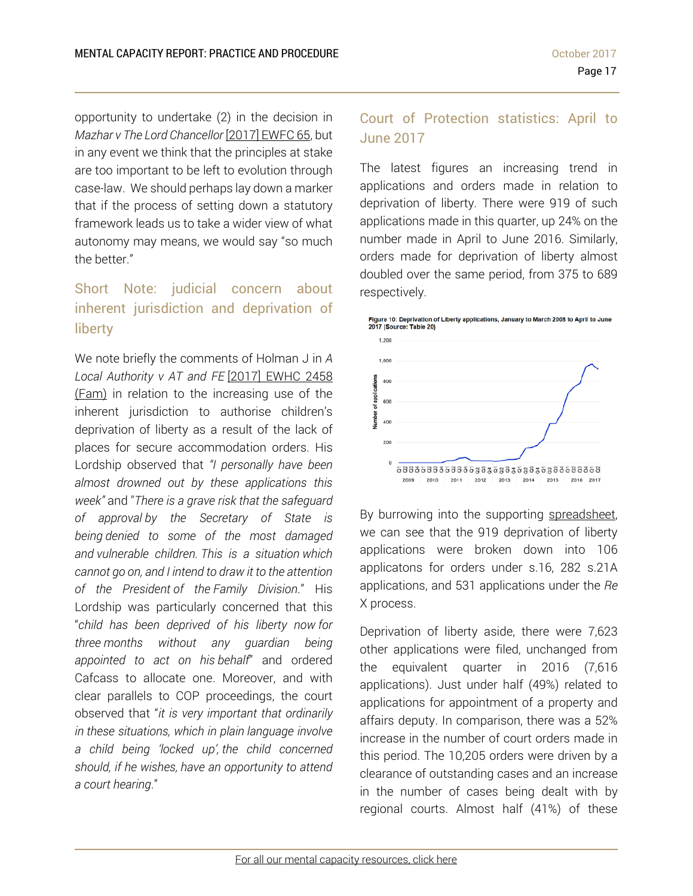opportunity to undertake (2) in the decision in *Mazhar v The Lord Chancellor* [2017] EWFC 65, but in any event we think that the principles at stake are too important to be left to evolution through case-law. We should perhaps lay down a marker that if the process of setting down a statutory framework leads us to take a wider view of what autonomy may means, we would say "so much the better."

## Short Note: judicial concern about inherent jurisdiction and deprivation of liberty

We note briefly the comments of Holman J in *A Local Authority v AT and FE* [2017] EWHC 2458 (Fam) in relation to the increasing use of the inherent jurisdiction to authorise children's deprivation of liberty as a result of the lack of places for secure accommodation orders. His Lordship observed that *"I personally have been almost drowned out by these applications this week"* and "*There is a grave risk that the safeguard of approval by the Secretary of State is being denied to some of the most damaged and vulnerable children. This is a situation which cannot go on, and I intend to draw it to the attention of the President of the Family Division.*" His Lordship was particularly concerned that this "*child has been deprived of his liberty now for three months without any guardian being appointed to act on his behalf*" and ordered Cafcass to allocate one. Moreover, and with clear parallels to COP proceedings, the court observed that "*it is very important that ordinarily in these situations, which in plain language involve a child being 'locked up', the child concerned should, if he wishes, have an opportunity to attend a court hearing.*"

## Court of Protection statistics: April to June 2017

The latest figures an increasing trend in applications and orders made in relation to deprivation of liberty. There were 919 of such applications made in this quarter, up 24% on the number made in April to June 2016. Similarly, orders made for deprivation of liberty almost doubled over the same period, from 375 to 689 respectively.

Figure 10: Deprivation of Liberty applications, January to March 2008 to April to June 2017 (Source: Table 20)

By burrowing into the supporting spreadsheet, we can see that the 919 deprivation of liberty applications were broken down into 106 applicatons for orders under s.16, 282 s.21A applications, and 531 applications under the *Re X* process.

Deprivation of liberty aside, there were 7,623 other applications were filed, unchanged from the equivalent quarter in 2016 (7,616 applications). Just under half (49%) related to applications for appointment of a property and affairs deputy. In comparison, there was a 52% increase in the number of court orders made in this period. The 10,205 orders were driven by a clearance of outstanding cases and an increase in the number of cases being dealt with by regional courts. Almost half (41%) of these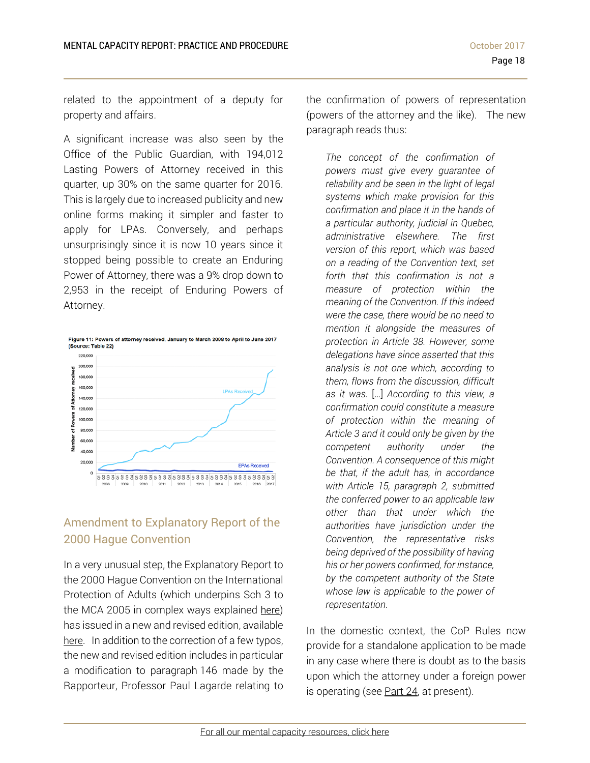related to the appointment of a deputy for property and affairs.

A significant increase was also seen by the Office of the Public Guardian, with 194,012 Lasting Powers of Attorney received in this quarter, up 30% on the same quarter for 2016. This is largely due to increased publicity and new online forms making it simpler and faster to apply for LPAs. Conversely, and perhaps unsurprisingly since it is now 10 years since it stopped being possible to create an Enduring Power of Attorney, there was a 9% drop down to 2,953 in the receipt of Enduring Powers of Attorney.

Figure 11: Powers of attorney received, January to March 2008 to April to June 2017 (Source: Table 22)

## Amendment to Explanatory Report of the 2000 Hague Convention

In a very unusual step, the Explanatory Report to the 2000 Hague Convention on the International Protection of Adults (which underpins Sch 3 to the MCA 2005 in complex ways explained here) has issued in a new and revised edition, available here. In addition to the correction of a few typos, the new and revised edition includes in particular a modification to paragraph 146 made by the Rapporteur, Professor Paul Lagarde relating to the confirmation of powers of representation (powers of the attorney and the like). The new paragraph reads thus:

> *The concept of the confirmation of powers must give every guarantee of reliability and be seen in the light of legal systems which make provision for this confirmation and place it in the hands of a particular authority, judicial in Quebec, administrative elsewhere. The first version of this report, which was based on a reading of the Convention text, set forth that this confirmation is not a measure of protection within the meaning of the Convention. If this indeed were the case, there would be no need to mention it alongside the measures of protection in Article 38. However, some delegations have since asserted that this analysis is not one which, according to them, flows from the discussion, difficult as it was. […] According to this view, a confirmation could constitute a measure of protection within the meaning of Article 3 and it could only be given by the competent authority under the Convention. A consequence of this might be that, if the adult has, in accordance with Article 15, paragraph 2, submitted the conferred power to an applicable law other than that under which the authorities have jurisdiction under the Convention, the representative risks being deprived of the possibility of having his or her powers confirmed, for instance, by the competent authority of the State whose law is applicable to the power of representation.*

In the domestic context, the CoP Rules now provide for a standalone application to be made in any case where there is doubt as to the basis upon which the attorney under a foreign power is operating (see Part 24, at present).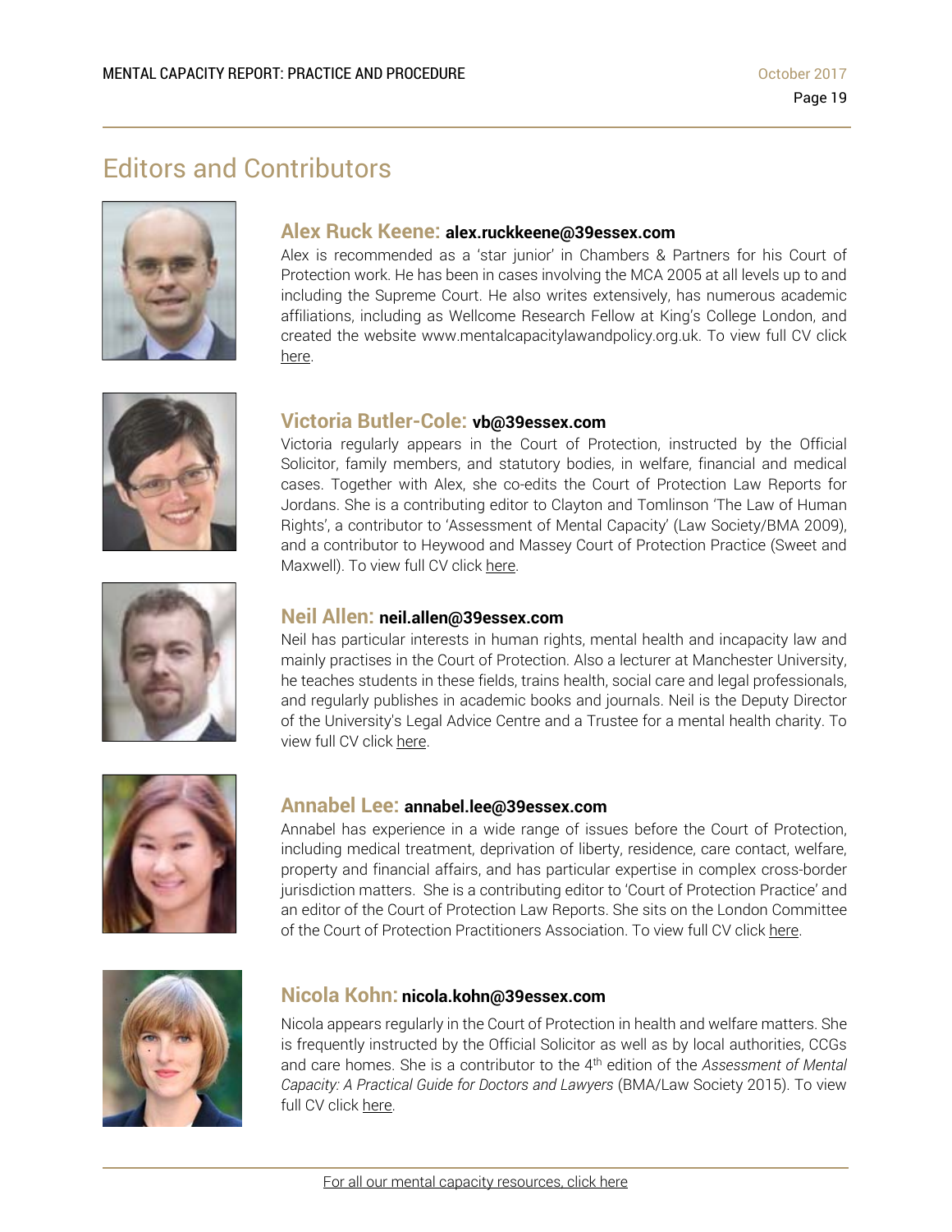# Editors and Contributors

**Alex Ruck Keene: alex.ruckkeene@39essex.com**

Alex is recommended as a 'star junior' in Chambers & Partners for his Court of Protection work. He has been in cases involving the MCA 2005 at all levels up to and including the Supreme Court. He also writes extensively, has numerous academic affiliations, including as Wellcome Research Fellow at King's College London, and created the website www.mentalcapacitylawandpolicy.org.uk. To view full CV click here.

**Victoria Butler-Cole: vb@39essex.com**

Victoria regularly appears in the Court of Protection, instructed by the Official Solicitor, family members, and statutory bodies, in welfare, financial and medical cases. Together with Alex, she co-edits the Court of Protection Law Reports for Jordans. She is a contributing editor to Clayton and Tomlinson 'The Law of Human Rights', a contributor to 'Assessment of Mental Capacity' (Law Society/BMA 2009), and a contributor to Heywood and Massey Court of Protection Practice (Sweet and Maxwell). To view full CV click here.

**Neil Allen: neil.allen@39essex.com**

Neil has particular interests in human rights, mental health and incapacity law and mainly practises in the Court of Protection. Also a lecturer at Manchester University, he teaches students in these fields, trains health, social care and legal professionals, and regularly publishes in academic books and journals. Neil is the Deputy Director of the University's Legal Advice Centre and a Trustee for a mental health charity. To view full CV click here.

**Annabel Lee: annabel.lee@39essex.com**

Annabel has experience in a wide range of issues before the Court of Protection, including medical treatment, deprivation of liberty, residence, care contact, welfare, property and financial affairs, and has particular expertise in complex cross-border jurisdiction matters. She is a contributing editor to 'Court of Protection Practice' and an editor of the Court of Protection Law Reports. She sits on the London Committee of the Court of Protection Practitioners Association. To view full CV click here.

**Nicola Kohn: nicola.kohn@39essex.com**

Nicola appears regularly in the Court of Protection in health and welfare matters. She is frequently instructed by the Official Solicitor as well as by local authorities, CCGs and care homes. She is a contributor to the 4th edition of the *Assessment of Mental Capacity: A Practical Guide for Doctors and Lawyers* (BMA/Law Society 2015). To view full CV click here.

For all our mental capacity resources, click here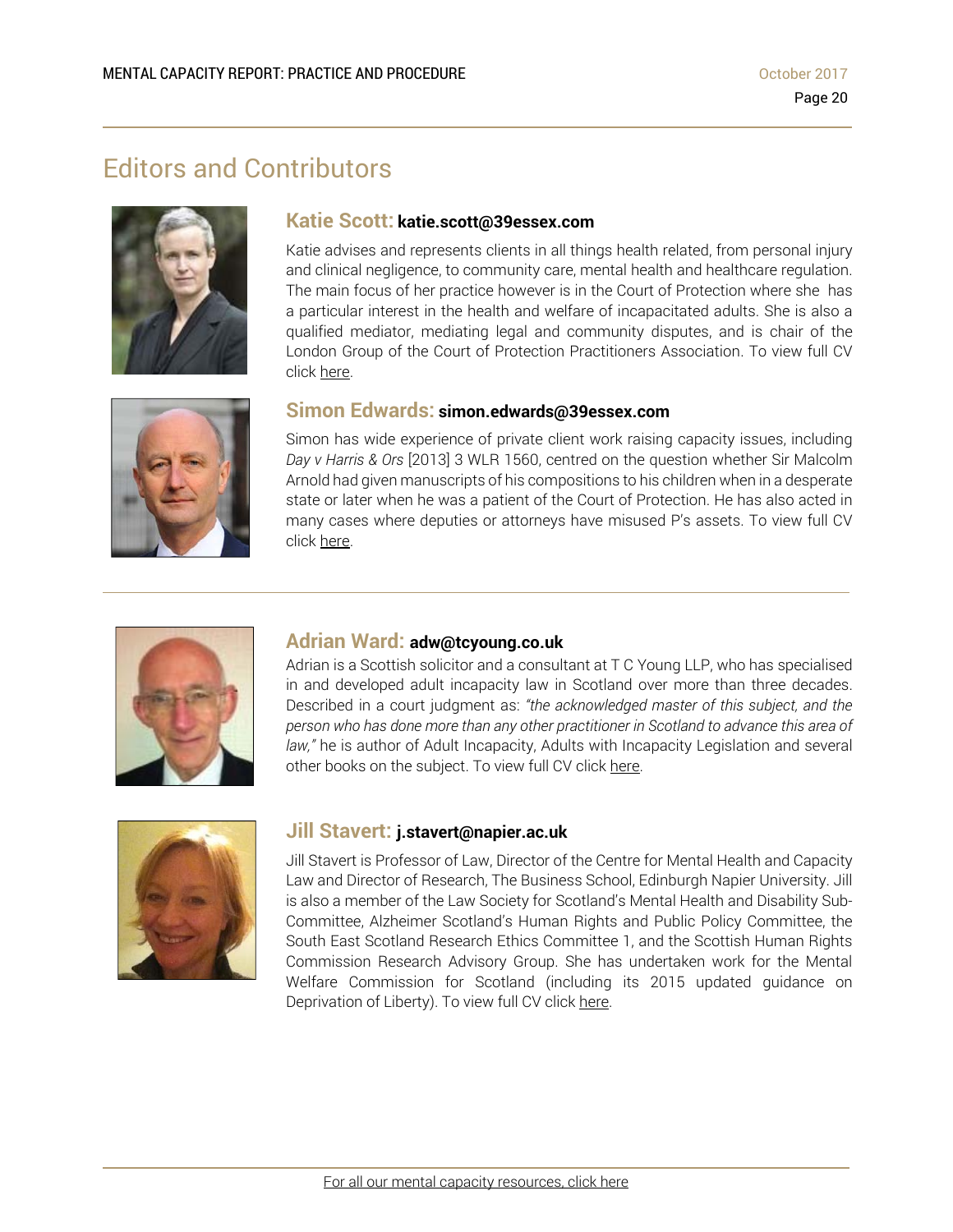# Editors and Contributors

### **Katie Scott:** katie.scott@39essex.com

Katie advises and represents clients in all things health related, from personal injury and clinical negligence, to community care, mental health and healthcare regulation. The main focus of her practice however is in the Court of Protection where she has a particular interest in the health and welfare of incapacitated adults. She is also a qualified mediator, mediating legal and community disputes, and is chair of the London Group of the Court of Protection Practitioners Association. To view full CV click here.

### **Simon Edwards:** simon.edwards@39essex.com

Simon has wide experience of private client work raising capacity issues, including *Day v Harris & Ors* [2013] 3 WLR 1560, centred on the question whether Sir Malcolm Arnold had given manuscripts of his compositions to his children when in a desperate state or later when he was a patient of the Court of Protection. He has also acted in many cases where deputies or attorneys have misused P's assets. To view full CV click here.

---

### **Adrian Ward:** adw@tcyoung.co.uk

Adrian is a Scottish solicitor and a consultant at T C Young LLP, who has specialised in and developed adult incapacity law in Scotland over more than three decades. Described in a court judgment as: *"the acknowledged master of this subject, and the person who has done more than any other practitioner in Scotland to advance this area of law,"* he is author of Adult Incapacity, Adults with Incapacity Legislation and several other books on the subject. To view full CV click here.

### **Jill Stavert:** j.stavert@napier.ac.uk

Jill Stavert is Professor of Law, Director of the Centre for Mental Health and Capacity Law and Director of Research, The Business School, Edinburgh Napier University. Jill is also a member of the Law Society for Scotland's Mental Health and Disability Sub-Committee, Alzheimer Scotland's Human Rights and Public Policy Committee, the South East Scotland Research Ethics Committee 1, and the Scottish Human Rights Commission Research Advisory Group. She has undertaken work for the Mental Welfare Commission for Scotland (including its 2015 updated guidance on Deprivation of Liberty). To view full CV click here.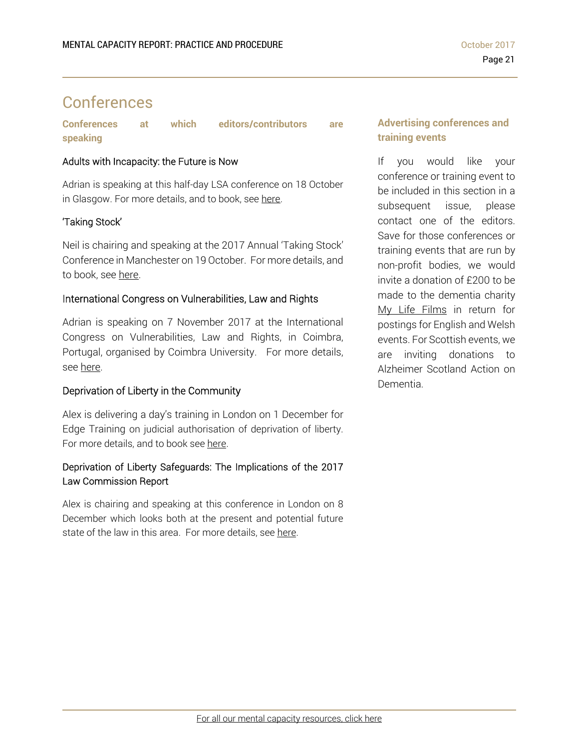# Conferences

## Conferences at which editors/contributors are speaking

### Adults with Incapacity: the Future is Now

Adrian is speaking at this half-day LSA conference on 18 October in Glasgow. For more details, and to book, see here.

### 'Taking Stock'

Neil is chairing and speaking at the 2017 Annual 'Taking Stock' Conference in Manchester on 19 October. For more details, and to book, see here.

### International Congress on Vulnerabilities, Law and Rights

Adrian is speaking on 7 November 2017 at the International Congress on Vulnerabilities, Law and Rights, in Coimbra, Portugal, organised by Coimbra University. For more details, see here.

### Deprivation of Liberty in the Community

Alex is delivering a day's training in London on 1 December for Edge Training on judicial authorisation of deprivation of liberty. For more details, and to book see here.

### Deprivation of Liberty Safeguards: The Implications of the 2017 Law Commission Report

Alex is chairing and speaking at this conference in London on 8 December which looks both at the present and potential future state of the law in this area. For more details, see here.

## Advertising conferences and training events

If you would like your conference or training event to be included in this section in a subsequent issue, please contact one of the editors. Save for those conferences or training events that are run by non-profit bodies, we would invite a donation of £200 to be made to the dementia charity My Life Films in return for postings for English and Welsh events. For Scottish events, we are inviting donations to Alzheimer Scotland Action on Dementia.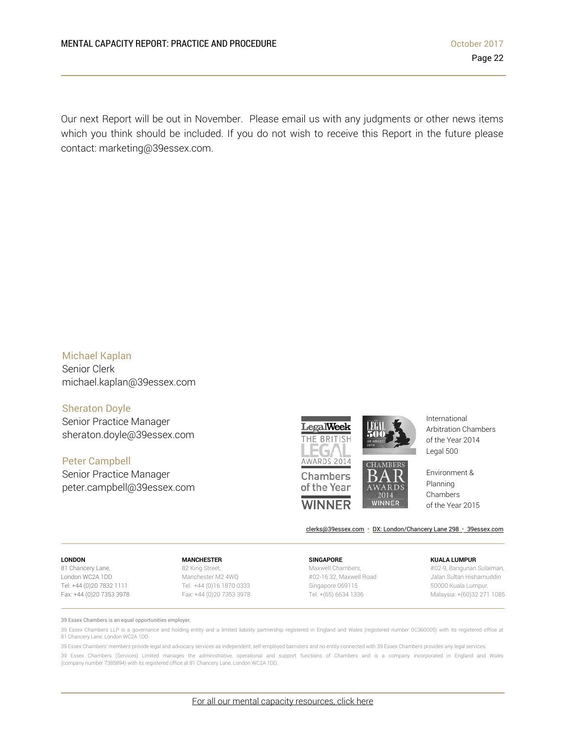Our next Report will be out in November. Please email us with any judgments or other news items which you think should be included. If you do not wish to receive this Report in the future please contact: marketing@39essex.com.

Michael Kaplan
Senior Clerk
michael.kaplan@39essex.com

Sheraton Doyle
Senior Practice Manager
sheraton.doyle@39essex.com

Peter Campbell
Senior Practice Manager
peter.campbell@39essex.com

LegalWeek THE BRITISH LEGAL AWARDS 2014 Chambers of the Year WINNER

International Arbitration Chambers of the Year 2014 Legal 500

CHAMBERS BAR AWARDS 2014 WINNER

Environment & Planning Chambers of the Year 2015

clerks@39essex.com • DX: London/Chancery Lane 298 • 39essex.com

**LONDON**
81 Chancery Lane,
London WC2A 1DD
Tel: +44 (0)20 7832 1111
Fax: +44 (0)20 7353 3978

**MANCHESTER**
82 King Street,
Manchester M2 4WQ
Tel: +44 (0)16 1870 0333
Fax: +44 (0)20 7353 3978

**SINGAPORE**
Maxwell Chambers,
#02-16 32, Maxwell Road
Singapore 069115
Tel: +(65) 6634 1336

**KUALA LUMPUR**
#02-9, Bangunan Sulaiman,
Jalan Sultan Hishamuddin
50000 Kuala Lumpur,
Malaysia: +(60)32 271 1085

39 Essex Chambers is an equal opportunities employer.

39 Essex Chambers LLP is a governance and holding entity and a limited liability partnership registered in England and Wales (registered number 0C360005) with its registered office at 81 Chancery Lane, London WC2A 1DD.

39 Essex Chambers' members provide legal and advocacy services as independent, self-employed barristers and no entity connected with 39 Essex Chambers provides any legal services.

39 Essex Chambers (Services) Limited manages the administrative, operational and support functions of Chambers and is a company incorporated in England and Wales (company number 7385894) with its registered office at 81 Chancery Lane, London WC2A 1DD.

For all our mental capacity resources, click here